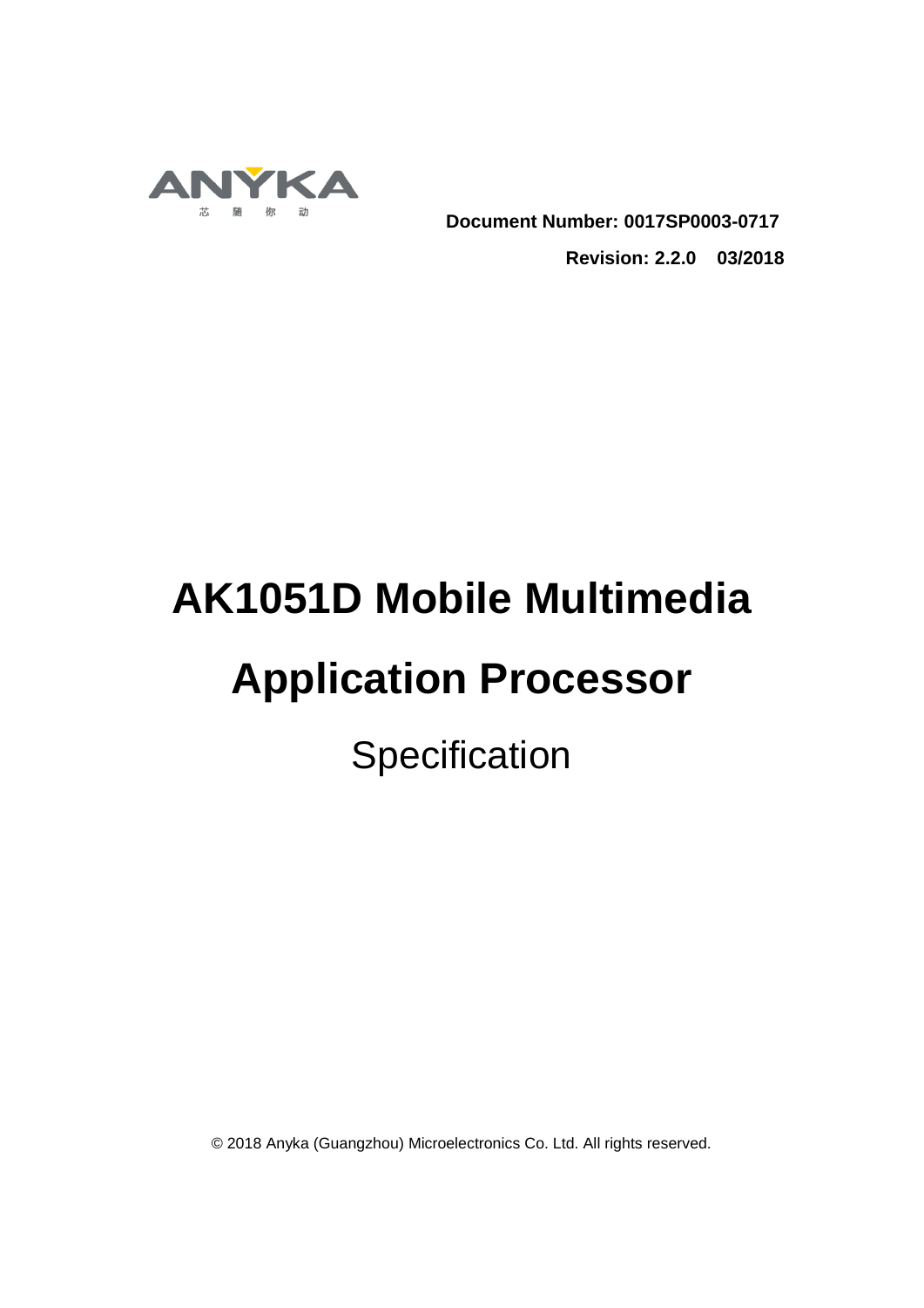ANYKA

芯 随 你 动

**Document Number: 0017SP0003-0717**

**Revision: 2.2.0  03/2018**

# AK1051D Mobile Multimedia Application Processor

Specification

© 2018 Anyka (Guangzhou) Microelectronics Co. Ltd. All rights reserved.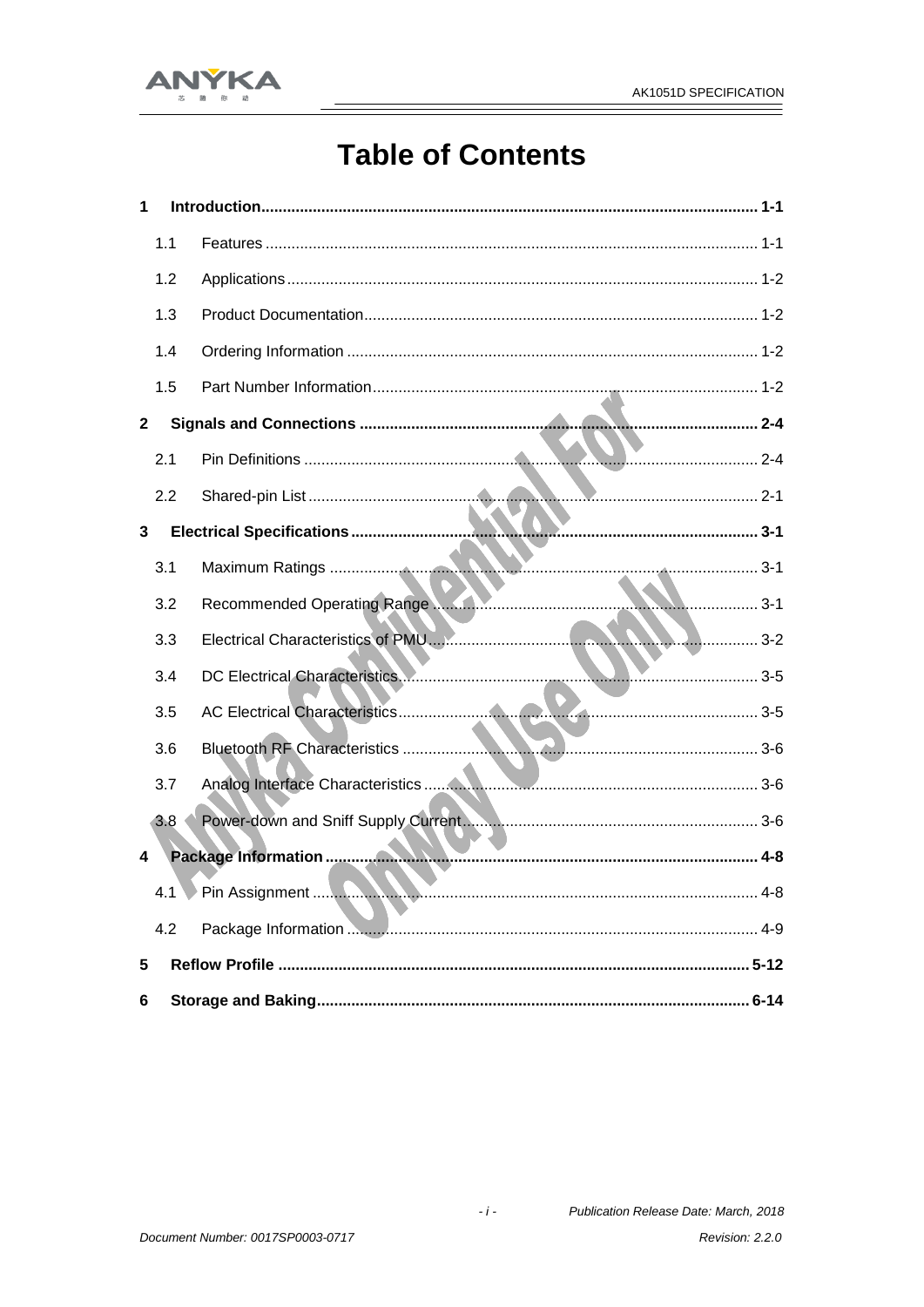# Table of Contents

| | | |
|---|---|---|
| **1** | **Introduction** | **1-1** |
| 1.1 | Features | 1-1 |
| 1.2 | Applications | 1-2 |
| 1.3 | Product Documentation | 1-2 |
| 1.4 | Ordering Information | 1-2 |
| 1.5 | Part Number Information | 1-2 |
| **2** | **Signals and Connections** | **2-4** |
| 2.1 | Pin Definitions | 2-4 |
| 2.2 | Shared-pin List | 2-1 |
| **3** | **Electrical Specifications** | **3-1** |
| 3.1 | Maximum Ratings | 3-1 |
| 3.2 | Recommended Operating Range | 3-1 |
| 3.3 | Electrical Characteristics of PMU | 3-2 |
| 3.4 | DC Electrical Characteristics | 3-5 |
| 3.5 | AC Electrical Characteristics | 3-5 |
| 3.6 | Bluetooth RF Characteristics | 3-6 |
| 3.7 | Analog Interface Characteristics | 3-6 |
| 3.8 | Power-down and Sniff Supply Current | 3-6 |
| **4** | **Package Information** | **4-8** |
| 4.1 | Pin Assignment | 4-8 |
| 4.2 | Package Information | 4-9 |
| **5** | **Reflow Profile** | **5-12** |
| **6** | **Storage and Baking** | **6-14** |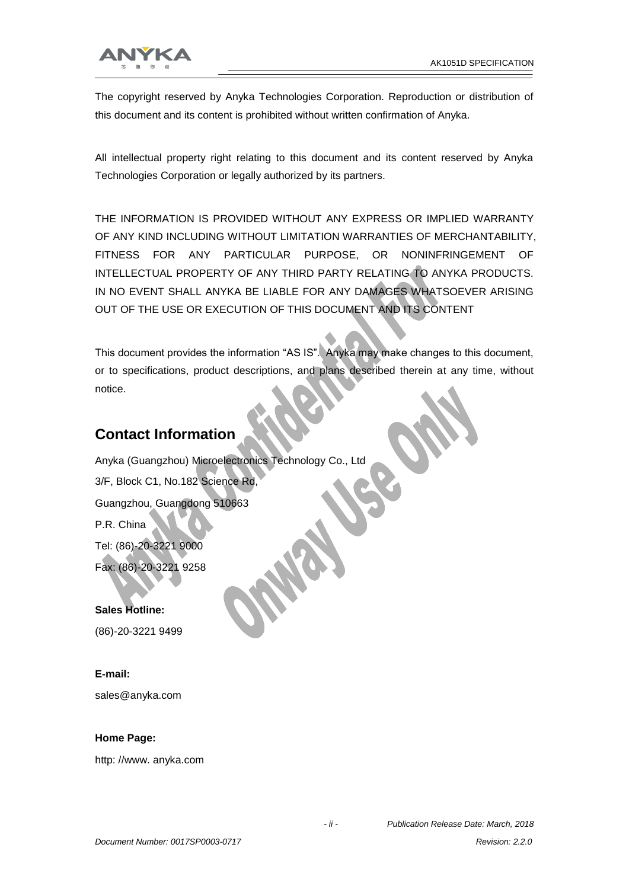The copyright reserved by Anyka Technologies Corporation. Reproduction or distribution of this document and its content is prohibited without written confirmation of Anyka.

All intellectual property right relating to this document and its content reserved by Anyka Technologies Corporation or legally authorized by its partners.

THE INFORMATION IS PROVIDED WITHOUT ANY EXPRESS OR IMPLIED WARRANTY OF ANY KIND INCLUDING WITHOUT LIMITATION WARRANTIES OF MERCHANTABILITY, FITNESS FOR ANY PARTICULAR PURPOSE, OR NONINFRINGEMENT OF INTELLECTUAL PROPERTY OF ANY THIRD PARTY RELATING TO ANYKA PRODUCTS. IN NO EVENT SHALL ANYKA BE LIABLE FOR ANY DAMAGES WHATSOEVER ARISING OUT OF THE USE OR EXECUTION OF THIS DOCUMENT AND ITS CONTENT

This document provides the information "AS IS". Anyka may make changes to this document, or to specifications, product descriptions, and plans described therein at any time, without notice.

## Contact Information

Anyka (Guangzhou) Microelectronics Technology Co., Ltd

3/F, Block C1, No.182 Science Rd,

Guangzhou, Guangdong 510663

P.R. China

Tel: (86)-20-3221 9000

Fax: (86)-20-3221 9258

**Sales Hotline:**

(86)-20-3221 9499

**E-mail:**

sales@anyka.com

**Home Page:**

http: //www. anyka.com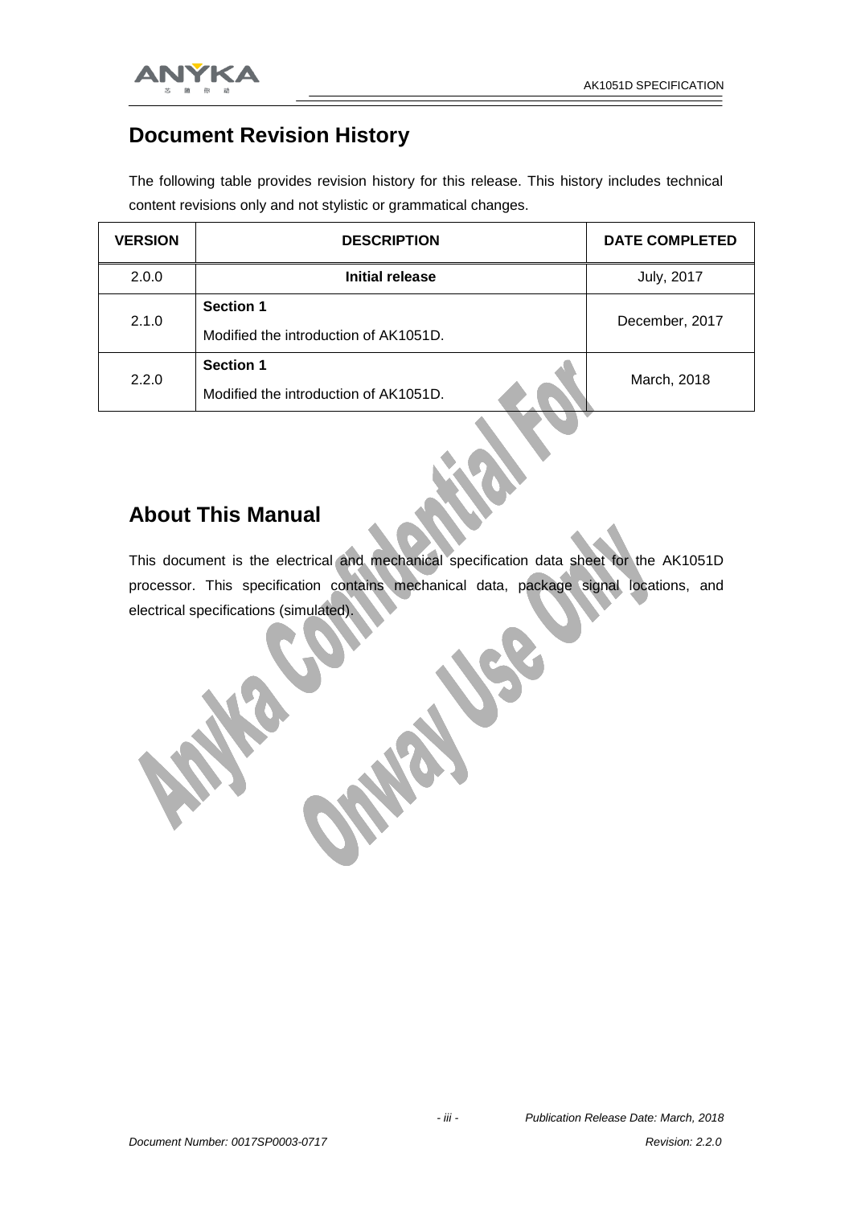## Document Revision History

The following table provides revision history for this release. This history includes technical content revisions only and not stylistic or grammatical changes.

| VERSION | DESCRIPTION | DATE COMPLETED |
|---|---|---|
| 2.0.0 | **Initial release** | July, 2017 |
| 2.1.0 | **Section 1**<br>Modified the introduction of AK1051D. | December, 2017 |
| 2.2.0 | **Section 1**<br>Modified the introduction of AK1051D. | March, 2018 |

## About This Manual

This document is the electrical and mechanical specification data sheet for the AK1051D processor. This specification contains mechanical data, package signal locations, and electrical specifications (simulated).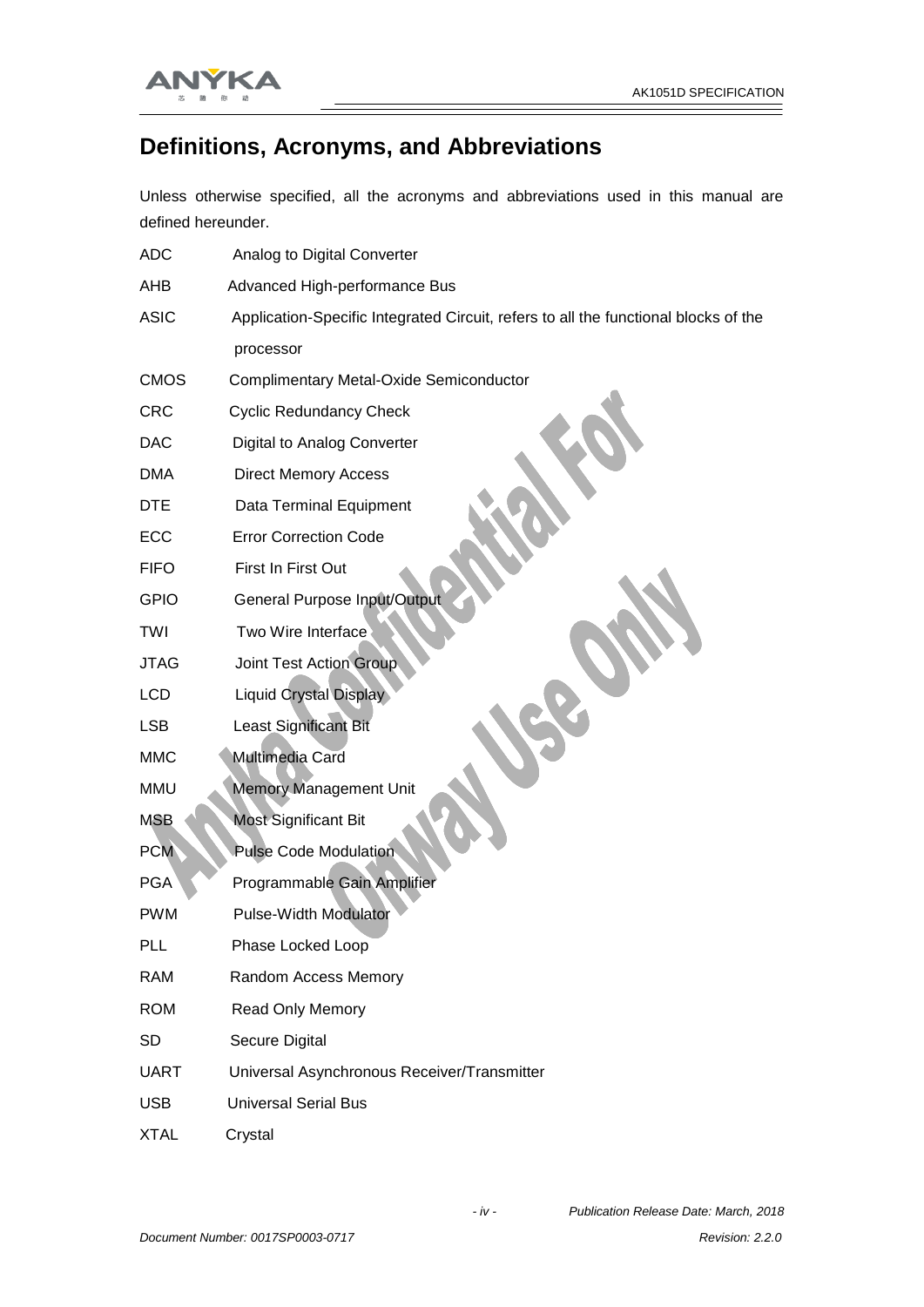## Definitions, Acronyms, and Abbreviations

Unless otherwise specified, all the acronyms and abbreviations used in this manual are defined hereunder.

| | |
|---|---|
| ADC | Analog to Digital Converter |
| AHB | Advanced High-performance Bus |
| ASIC | Application-Specific Integrated Circuit, refers to all the functional blocks of the processor |
| CMOS | Complimentary Metal-Oxide Semiconductor |
| CRC | Cyclic Redundancy Check |
| DAC | Digital to Analog Converter |
| DMA | Direct Memory Access |
| DTE | Data Terminal Equipment |
| ECC | Error Correction Code |
| FIFO | First In First Out |
| GPIO | General Purpose Input/Output |
| TWI | Two Wire Interface |
| JTAG | Joint Test Action Group |
| LCD | Liquid Crystal Display |
| LSB | Least Significant Bit |
| MMC | Multimedia Card |
| MMU | Memory Management Unit |
| MSB | Most Significant Bit |
| PCM | Pulse Code Modulation |
| PGA | Programmable Gain Amplifier |
| PWM | Pulse-Width Modulator |
| PLL | Phase Locked Loop |
| RAM | Random Access Memory |
| ROM | Read Only Memory |
| SD | Secure Digital |
| UART | Universal Asynchronous Receiver/Transmitter |
| USB | Universal Serial Bus |
| XTAL | Crystal |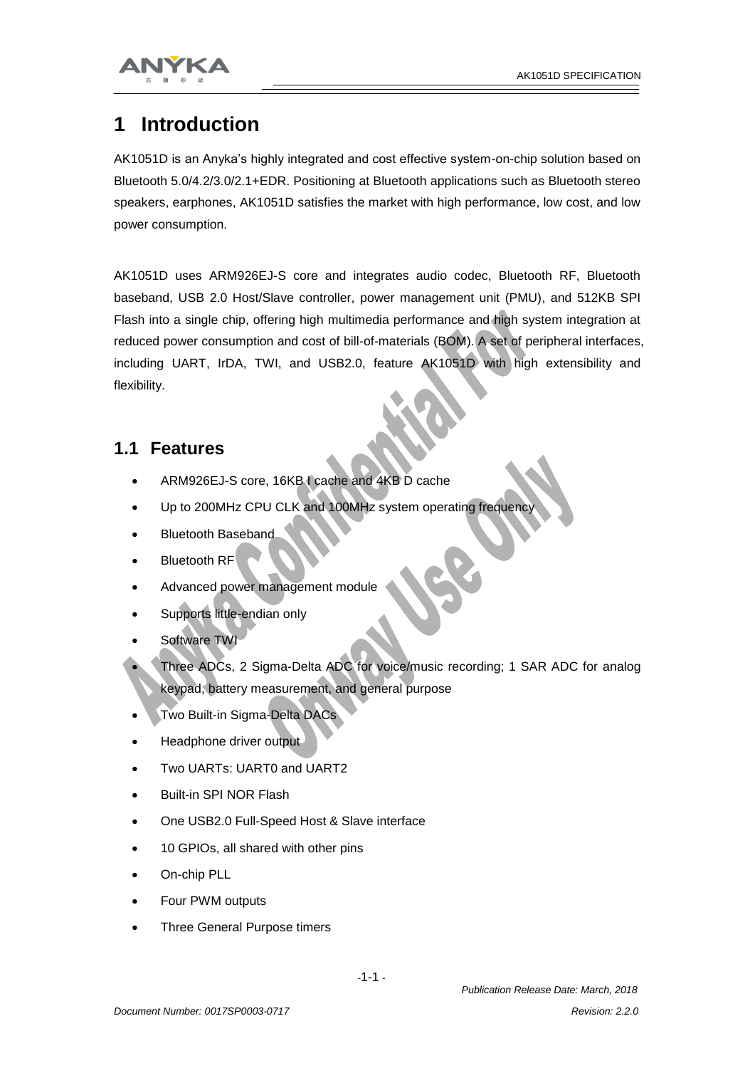# 1 Introduction

AK1051D is an Anyka's highly integrated and cost effective system-on-chip solution based on Bluetooth 5.0/4.2/3.0/2.1+EDR. Positioning at Bluetooth applications such as Bluetooth stereo speakers, earphones, AK1051D satisfies the market with high performance, low cost, and low power consumption.

AK1051D uses ARM926EJ-S core and integrates audio codec, Bluetooth RF, Bluetooth baseband, USB 2.0 Host/Slave controller, power management unit (PMU), and 512KB SPI Flash into a single chip, offering high multimedia performance and high system integration at reduced power consumption and cost of bill-of-materials (BOM). A set of peripheral interfaces, including UART, IrDA, TWI, and USB2.0, feature AK1051D with high extensibility and flexibility.

## 1.1 Features

- ARM926EJ-S core, 16KB I cache and 4KB D cache
- Up to 200MHz CPU CLK and 100MHz system operating frequency
- Bluetooth Baseband
- Bluetooth RF
- Advanced power management module
- Supports little-endian only
- Software TWI
- Three ADCs, 2 Sigma-Delta ADC for voice/music recording; 1 SAR ADC for analog keypad, battery measurement, and general purpose
- Two Built-in Sigma-Delta DACs
- Headphone driver output
- Two UARTs: UART0 and UART2
- Built-in SPI NOR Flash
- One USB2.0 Full-Speed Host & Slave interface
- 10 GPIOs, all shared with other pins
- On-chip PLL
- Four PWM outputs
- Three General Purpose timers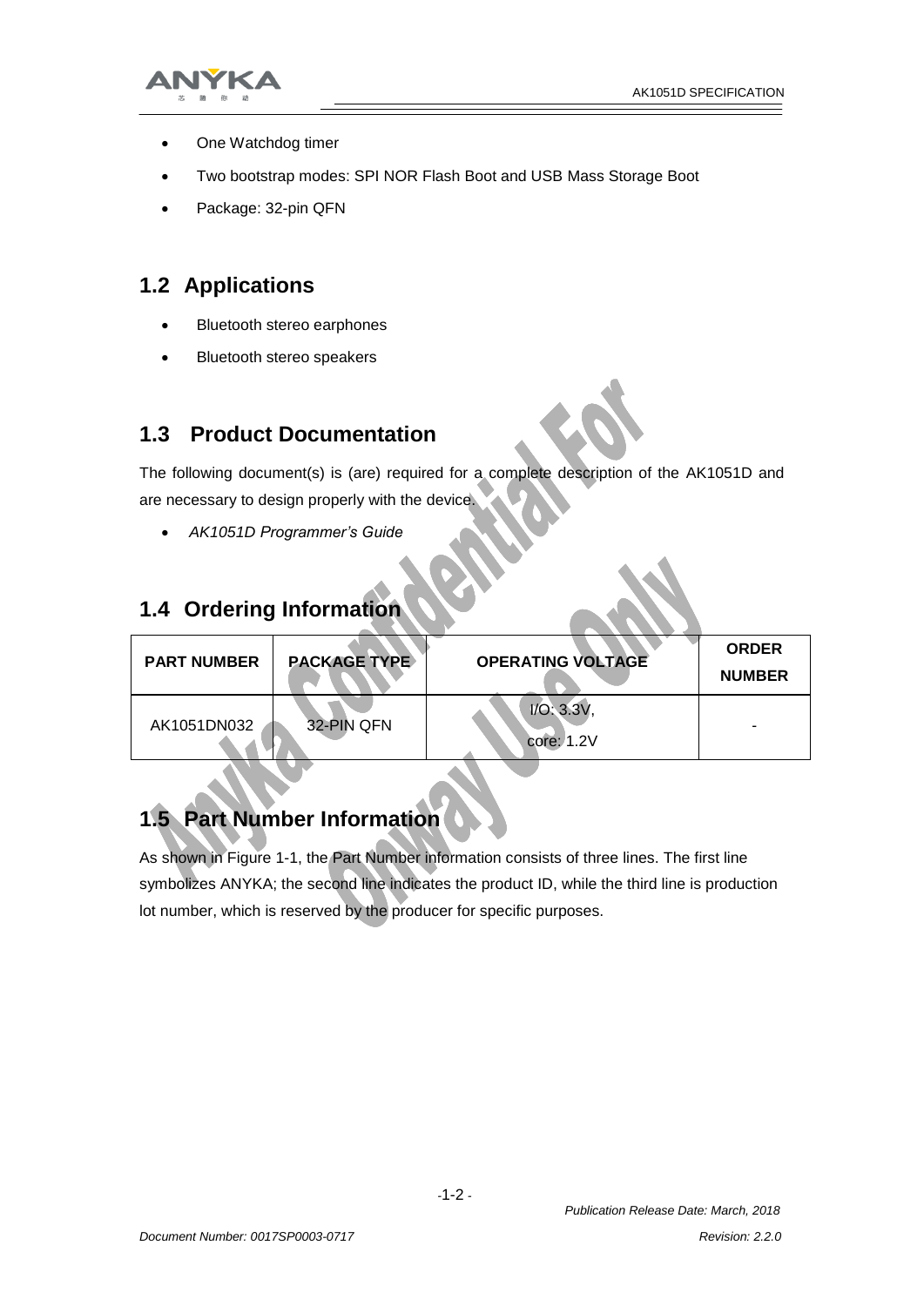- One Watchdog timer
- Two bootstrap modes: SPI NOR Flash Boot and USB Mass Storage Boot
- Package: 32-pin QFN

## 1.2 Applications

- Bluetooth stereo earphones
- Bluetooth stereo speakers

## 1.3 Product Documentation

The following document(s) is (are) required for a complete description of the AK1051D and are necessary to design properly with the device.

- *AK1051D Programmer's Guide*

## 1.4 Ordering Information

| PART NUMBER | PACKAGE TYPE | OPERATING VOLTAGE | ORDER NUMBER |
|---|---|---|---|
| AK1051DN032 | 32-PIN QFN | I/O: 3.3V, core: 1.2V | - |

## 1.5 Part Number Information

As shown in Figure 1-1, the Part Number information consists of three lines. The first line symbolizes ANYKA; the second line indicates the product ID, while the third line is production lot number, which is reserved by the producer for specific purposes.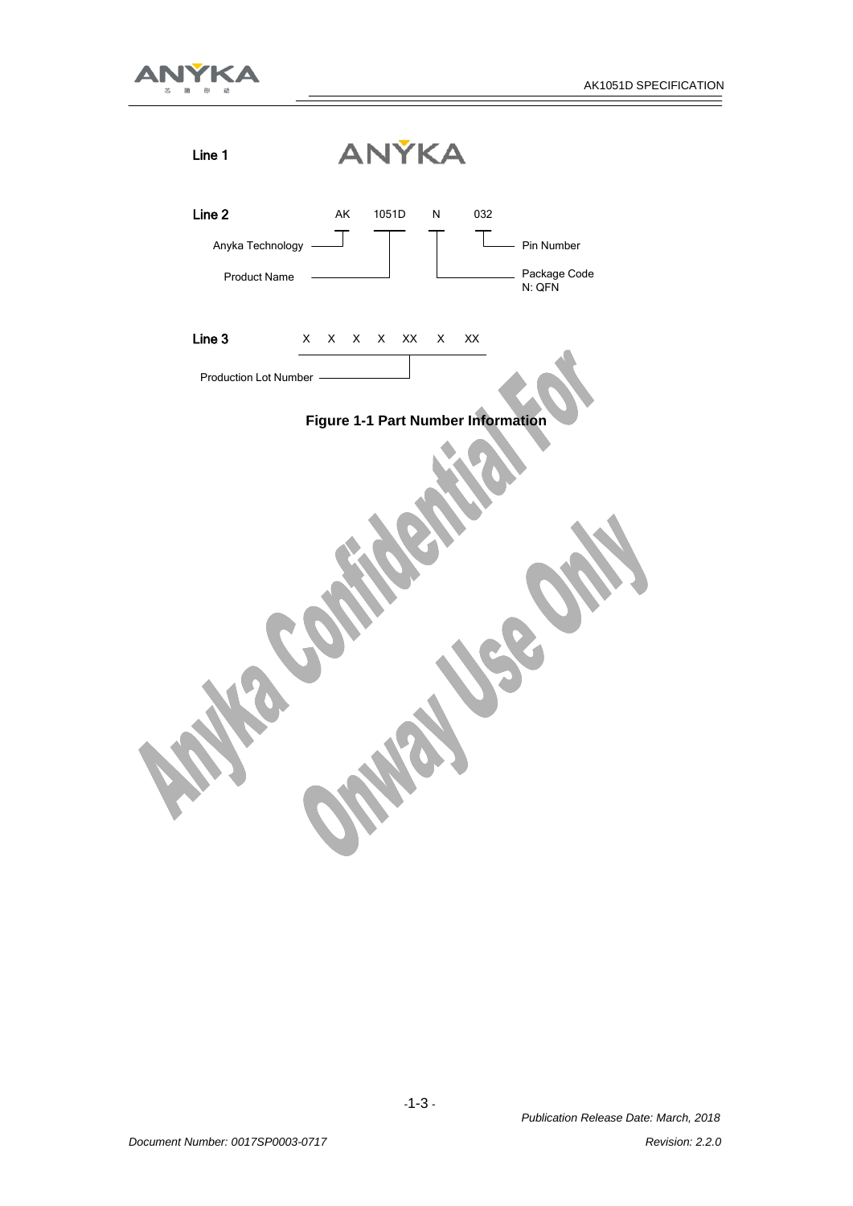Line 1 ANYKA

Line 2 AK 1051D N 032

- AK: Anyka Technology
- 1051D: Product Name
- N: Package Code (N: QFN)
- 032: Pin Number

Line 3 X X X X XX X XX

- Production Lot Number

**Figure 1-1 Part Number Information**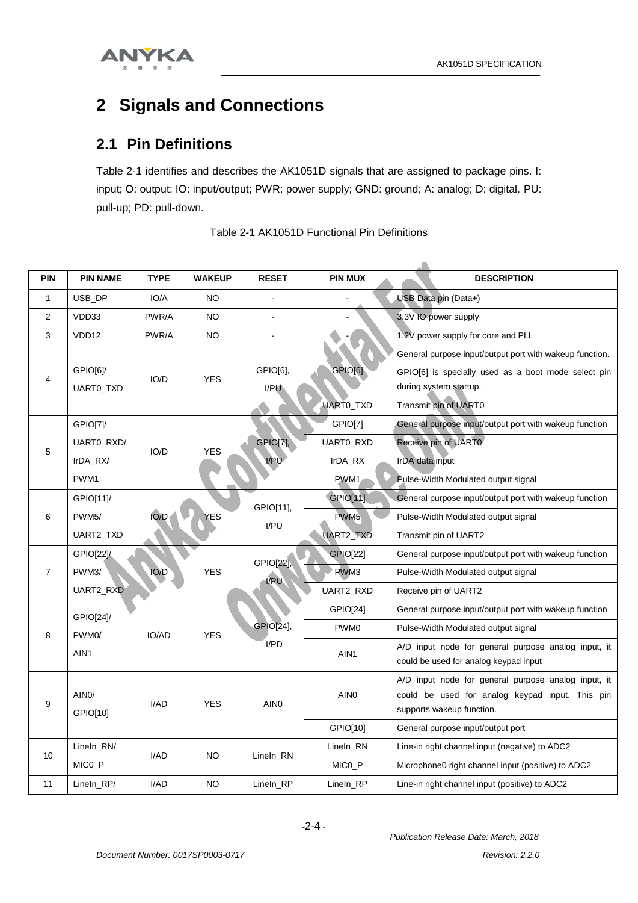# 2 Signals and Connections

## 2.1 Pin Definitions

Table 2-1 identifies and describes the AK1051D signals that are assigned to package pins. I: input; O: output; IO: input/output; PWR: power supply; GND: ground; A: analog; D: digital. PU: pull-up; PD: pull-down.

Table 2-1 AK1051D Functional Pin Definitions

| PIN | PIN NAME | TYPE | WAKEUP | RESET | PIN MUX | DESCRIPTION |
|---|---|---|---|---|---|---|
| 1 | USB_DP | IO/A | NO | - | - | USB Data pin (Data+) |
| 2 | VDD33 | PWR/A | NO | - | - | 3.3V IO power supply |
| 3 | VDD12 | PWR/A | NO | - | - | 1.2V power supply for core and PLL |
| 4 | GPIO[6]/ UART0_TXD | IO/D | YES | GPIO[6], I/PU | GPIO[6] | General purpose input/output port with wakeup function. GPIO[6] is specially used as a boot mode select pin during system startup. |
| | | | | | UART0_TXD | Transmit pin of UART0 |
| 5 | GPIO[7]/ UART0_RXD/ IrDA_RX/ PWM1 | IO/D | YES | GPIO[7], I/PU | GPIO[7] | General purpose input/output port with wakeup function |
| | | | | | UART0_RXD | Receive pin of UART0 |
| | | | | | IrDA_RX | IrDA data input |
| | | | | | PWM1 | Pulse-Width Modulated output signal |
| 6 | GPIO[11]/ PWM5/ UART2_TXD | IO/D | YES | GPIO[11], I/PU | GPIO[11] | General purpose input/output port with wakeup function |
| | | | | | PWM5 | Pulse-Width Modulated output signal |
| | | | | | UART2_TXD | Transmit pin of UART2 |
| 7 | GPIO[22]/ PWM3/ UART2_RXD | IO/D | YES | GPIO[22], I/PU | GPIO[22] | General purpose input/output port with wakeup function |
| | | | | | PWM3 | Pulse-Width Modulated output signal |
| | | | | | UART2_RXD | Receive pin of UART2 |
| 8 | GPIO[24]/ PWM0/ AIN1 | IO/AD | YES | GPIO[24], I/PD | GPIO[24] | General purpose input/output port with wakeup function |
| | | | | | PWM0 | Pulse-Width Modulated output signal |
| | | | | | AIN1 | A/D input node for general purpose analog input, it could be used for analog keypad input |
| 9 | AIN0/ GPIO[10] | I/AD | YES | AIN0 | AIN0 | A/D input node for general purpose analog input, it could be used for analog keypad input. This pin supports wakeup function. |
| | | | | | GPIO[10] | General purpose input/output port |
| 10 | LineIn_RN/ MIC0_P | I/AD | NO | LineIn_RN | LineIn_RN | Line-in right channel input (negative) to ADC2 |
| | | | | | MIC0_P | Microphone0 right channel input (positive) to ADC2 |
| 11 | LineIn_RP/ | I/AD | NO | LineIn_RP | LineIn_RP | Line-in right channel input (positive) to ADC2 |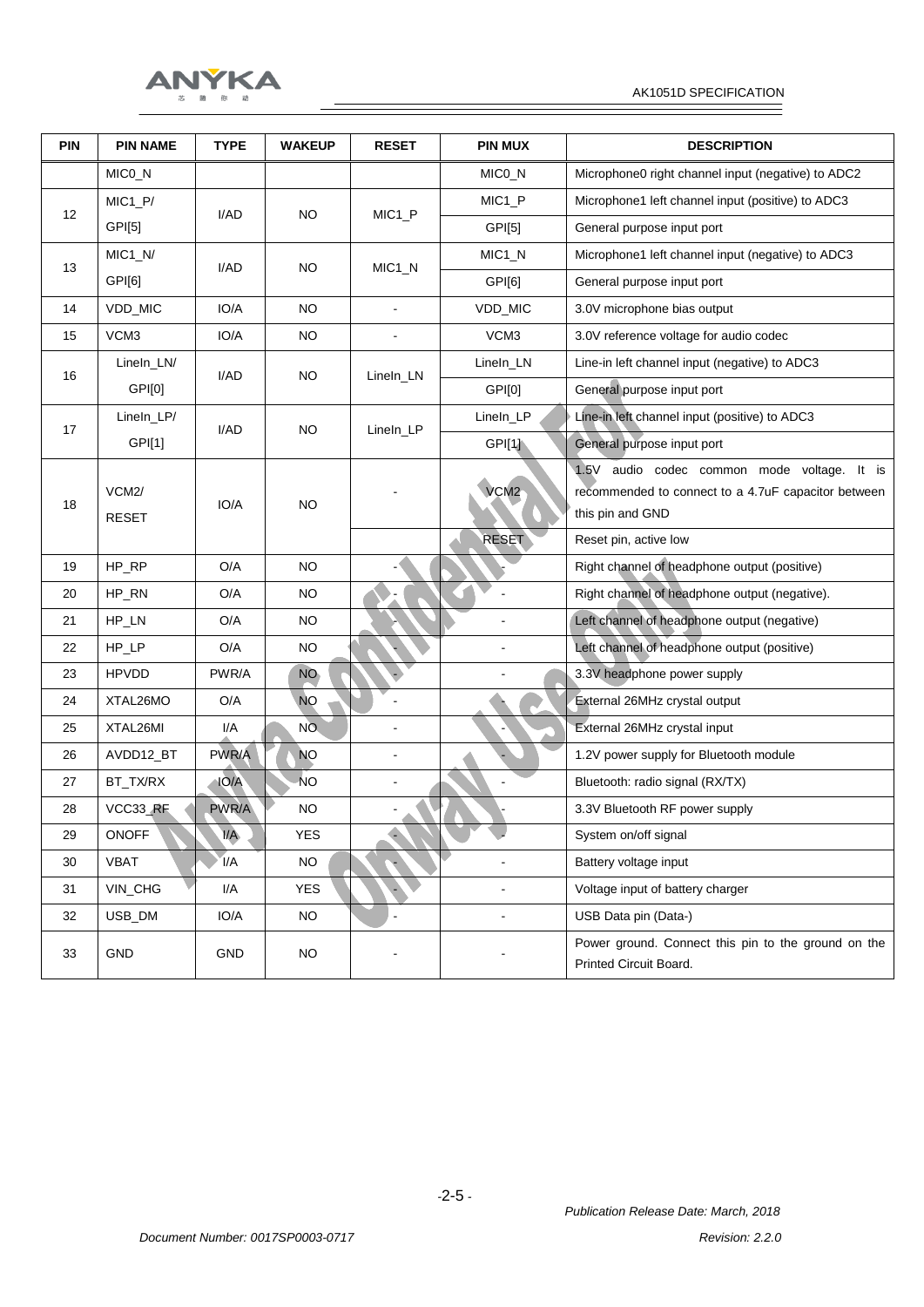| PIN | PIN NAME | TYPE | WAKEUP | RESET | PIN MUX | DESCRIPTION |
|---|---|---|---|---|---|---|
| | MIC0_N | | | | MIC0_N | Microphone0 right channel input (negative) to ADC2 |
| 12 | MIC1_P/ GPI[5] | I/AD | NO | MIC1_P | MIC1_P | Microphone1 left channel input (positive) to ADC3 |
| | | | | | GPI[5] | General purpose input port |
| 13 | MIC1_N/ GPI[6] | I/AD | NO | MIC1_N | MIC1_N | Microphone1 left channel input (negative) to ADC3 |
| | | | | | GPI[6] | General purpose input port |
| 14 | VDD_MIC | IO/A | NO | - | VDD_MIC | 3.0V microphone bias output |
| 15 | VCM3 | IO/A | NO | - | VCM3 | 3.0V reference voltage for audio codec |
| 16 | LineIn_LN/ GPI[0] | I/AD | NO | LineIn_LN | LineIn_LN | Line-in left channel input (negative) to ADC3 |
| | | | | | GPI[0] | General purpose input port |
| 17 | LineIn_LP/ GPI[1] | I/AD | NO | LineIn_LP | LineIn_LP | Line-in left channel input (positive) to ADC3 |
| | | | | | GPI[1] | General purpose input port |
| 18 | VCM2/ RESET | IO/A | NO | - | VCM2 | 1.5V audio codec common mode voltage. It is recommended to connect to a 4.7uF capacitor between this pin and GND |
| | | | | | RESET | Reset pin, active low |
| 19 | HP_RP | O/A | NO | - | - | Right channel of headphone output (positive) |
| 20 | HP_RN | O/A | NO | - | - | Right channel of headphone output (negative). |
| 21 | HP_LN | O/A | NO | - | - | Left channel of headphone output (negative) |
| 22 | HP_LP | O/A | NO | - | - | Left channel of headphone output (positive) |
| 23 | HPVDD | PWR/A | NO | - | - | 3.3V headphone power supply |
| 24 | XTAL26MO | O/A | NO | - | - | External 26MHz crystal output |
| 25 | XTAL26MI | I/A | NO | - | - | External 26MHz crystal input |
| 26 | AVDD12_BT | PWR/A | NO | - | - | 1.2V power supply for Bluetooth module |
| 27 | BT_TX/RX | IO/A | NO | - | - | Bluetooth: radio signal (RX/TX) |
| 28 | VCC33_RF | PWR/A | NO | - | - | 3.3V Bluetooth RF power supply |
| 29 | ONOFF | I/A | YES | - | - | System on/off signal |
| 30 | VBAT | I/A | NO | - | - | Battery voltage input |
| 31 | VIN_CHG | I/A | YES | - | - | Voltage input of battery charger |
| 32 | USB_DM | IO/A | NO | - | - | USB Data pin (Data-) |
| 33 | GND | GND | NO | - | - | Power ground. Connect this pin to the ground on the Printed Circuit Board. |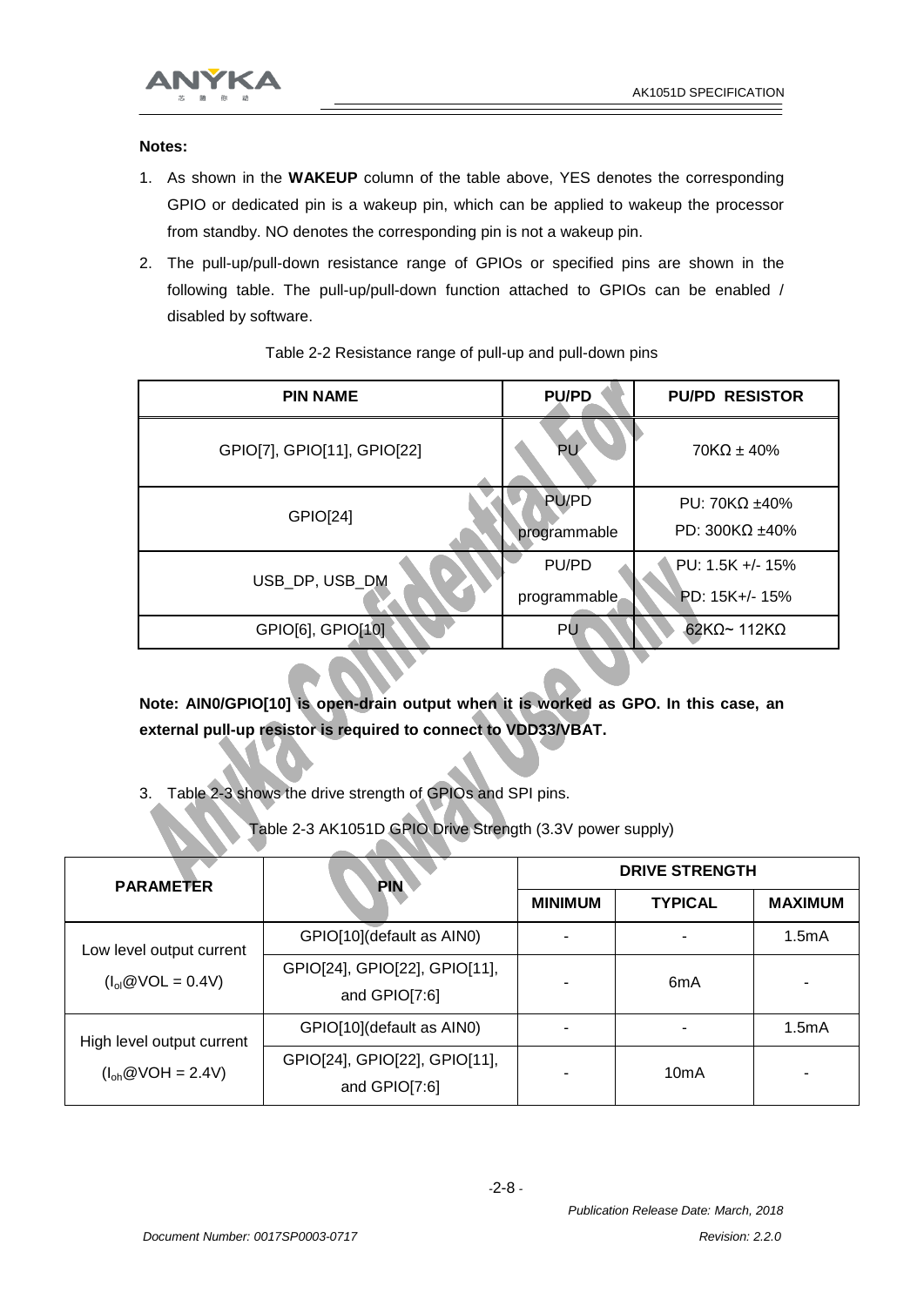**Notes:**

1. As shown in the **WAKEUP** column of the table above, YES denotes the corresponding GPIO or dedicated pin is a wakeup pin, which can be applied to wakeup the processor from standby. NO denotes the corresponding pin is not a wakeup pin.
2. The pull-up/pull-down resistance range of GPIOs or specified pins are shown in the following table. The pull-up/pull-down function attached to GPIOs can be enabled / disabled by software.

Table 2-2 Resistance range of pull-up and pull-down pins

| PIN NAME | PU/PD | PU/PD RESISTOR |
|---|---|---|
| GPIO[7], GPIO[11], GPIO[22] | PU | 70KΩ ± 40% |
| GPIO[24] | PU/PD programmable | PU: 70KΩ ±40% PD: 300KΩ ±40% |
| USB_DP, USB_DM | PU/PD programmable | PU: 1.5K +/- 15% PD: 15K+/- 15% |
| GPIO[6], GPIO[10] | PU | 62KΩ~ 112KΩ |

**Note: AIN0/GPIO[10] is open-drain output when it is worked as GPO. In this case, an external pull-up resistor is required to connect to VDD33/VBAT.**

3. Table 2-3 shows the drive strength of GPIOs and SPI pins.

Table 2-3 AK1051D GPIO Drive Strength (3.3V power supply)

| PARAMETER | PIN | DRIVE STRENGTH | | |
|---|---|---|---|---|
| | | MINIMUM | TYPICAL | MAXIMUM |
| Low level output current ($I_{ol}$@VOL = 0.4V) | GPIO[10](default as AIN0) | - | - | 1.5mA |
| | GPIO[24], GPIO[22], GPIO[11], and GPIO[7:6] | - | 6mA | - |
| High level output current ($I_{oh}$@VOH = 2.4V) | GPIO[10](default as AIN0) | - | - | 1.5mA |
| | GPIO[24], GPIO[22], GPIO[11], and GPIO[7:6] | - | 10mA | - |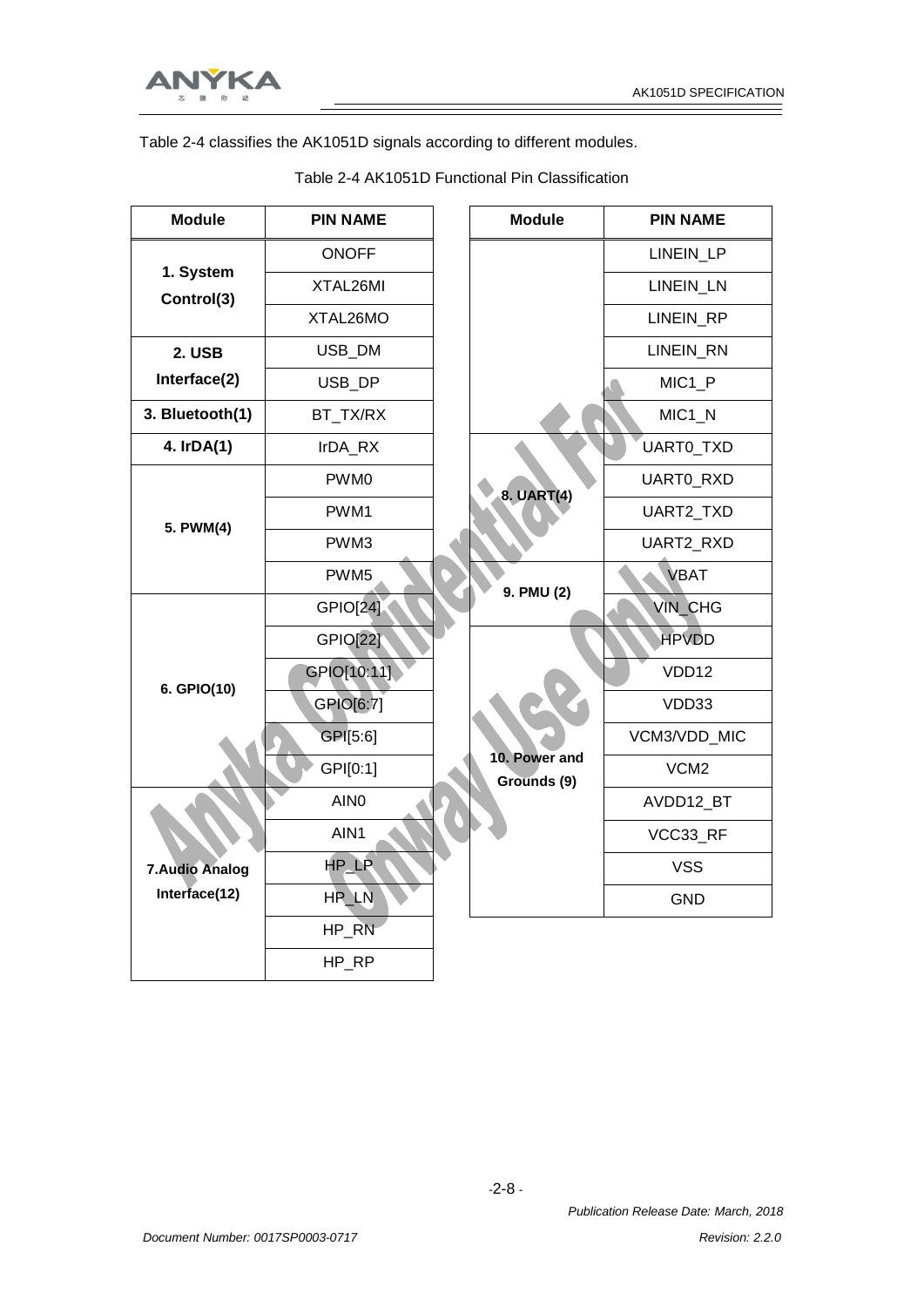Table 2-4 classifies the AK1051D signals according to different modules.

Table 2-4 AK1051D Functional Pin Classification

| Module | PIN NAME |
|---|---|
| **1. System Control(3)** | ONOFF |
| | XTAL26MI |
| | XTAL26MO |
| **2. USB Interface(2)** | USB_DM |
| | USB_DP |
| **3. Bluetooth(1)** | BT_TX/RX |
| **4. IrDA(1)** | IrDA_RX |
| **5. PWM(4)** | PWM0 |
| | PWM1 |
| | PWM3 |
| | PWM5 |
| **6. GPIO(10)** | GPIO[24] |
| | GPIO[22] |
| | GPIO[10:11] |
| | GPIO[6:7] |
| | GPI[5:6] |
| | GPI[0:1] |
| **7.Audio Analog Interface(12)** | AIN0 |
| | AIN1 |
| | HP_LP |
| | HP_LN |
| | HP_RN |
| | HP_RP |
| | LINEIN_LP |
| | LINEIN_LN |
| | LINEIN_RP |
| | LINEIN_RN |
| | MIC1_P |
| | MIC1_N |
| **8. UART(4)** | UART0_TXD |
| | UART0_RXD |
| | UART2_TXD |
| | UART2_RXD |
| **9. PMU (2)** | VBAT |
| | VIN_CHG |
| **10. Power and Grounds (9)** | HPVDD |
| | VDD12 |
| | VDD33 |
| | VCM3/VDD_MIC |
| | VCM2 |
| | AVDD12_BT |
| | VCC33_RF |
| | VSS |
| | GND |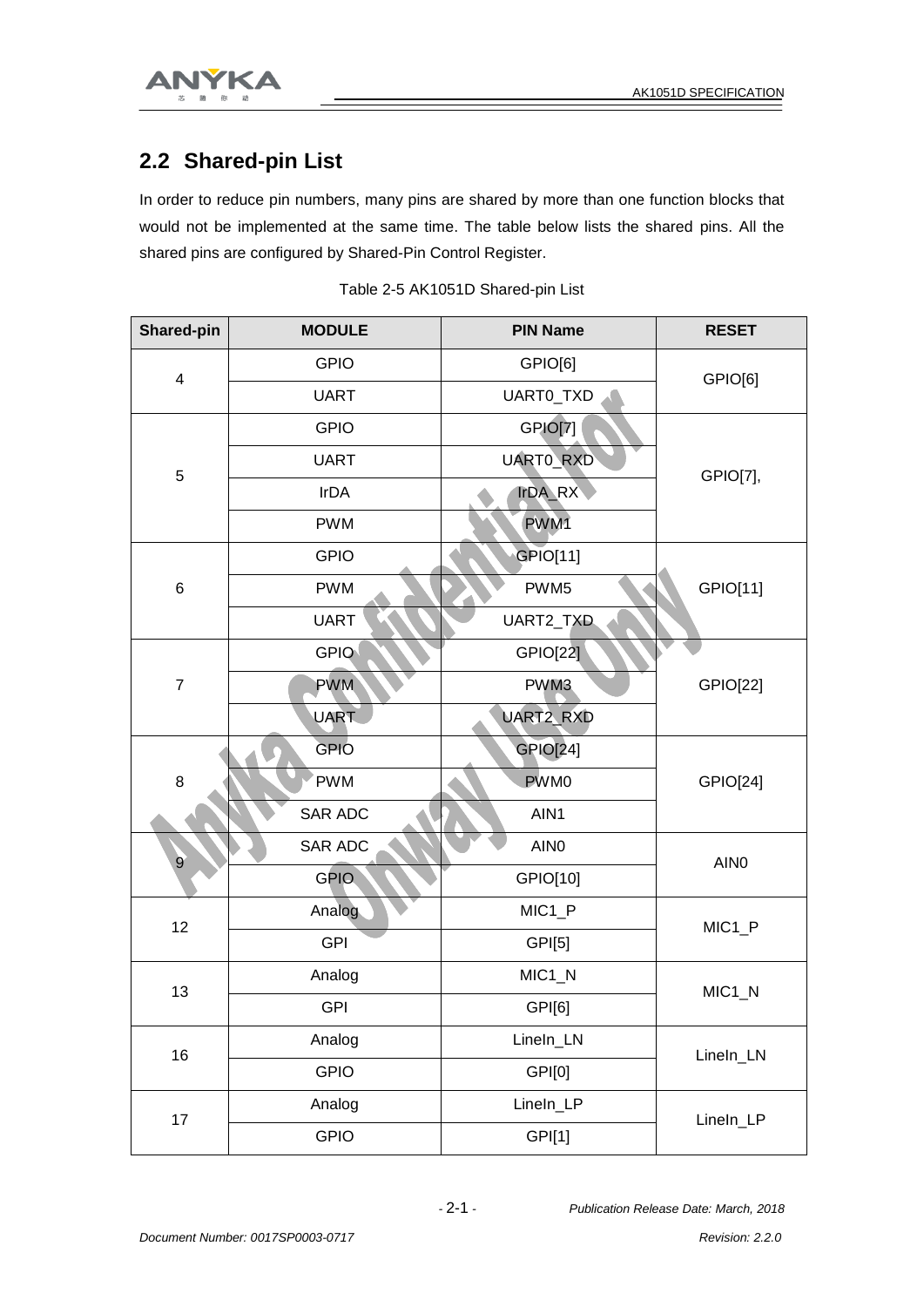## 2.2 Shared-pin List

In order to reduce pin numbers, many pins are shared by more than one function blocks that would not be implemented at the same time. The table below lists the shared pins. All the shared pins are configured by Shared-Pin Control Register.

Table 2-5 AK1051D Shared-pin List

| Shared-pin | MODULE | PIN Name | RESET |
|---|---|---|---|
| 4 | GPIO | GPIO[6] | GPIO[6] |
| | UART | UART0_TXD | |
| 5 | GPIO | GPIO[7] | GPIO[7], |
| | UART | UART0_RXD | |
| | IrDA | IrDA_RX | |
| | PWM | PWM1 | |
| 6 | GPIO | GPIO[11] | GPIO[11] |
| | PWM | PWM5 | |
| | UART | UART2_TXD | |
| 7 | GPIO | GPIO[22] | GPIO[22] |
| | PWM | PWM3 | |
| | UART | UART2_RXD | |
| 8 | GPIO | GPIO[24] | GPIO[24] |
| | PWM | PWM0 | |
| | SAR ADC | AIN1 | |
| 9 | SAR ADC | AIN0 | AIN0 |
| | GPIO | GPIO[10] | |
| 12 | Analog | MIC1_P | MIC1_P |
| | GPI | GPI[5] | |
| 13 | Analog | MIC1_N | MIC1_N |
| | GPI | GPI[6] | |
| 16 | Analog | LineIn_LN | LineIn_LN |
| | GPIO | GPI[0] | |
| 17 | Analog | LineIn_LP | LineIn_LP |
| | GPIO | GPI[1] | |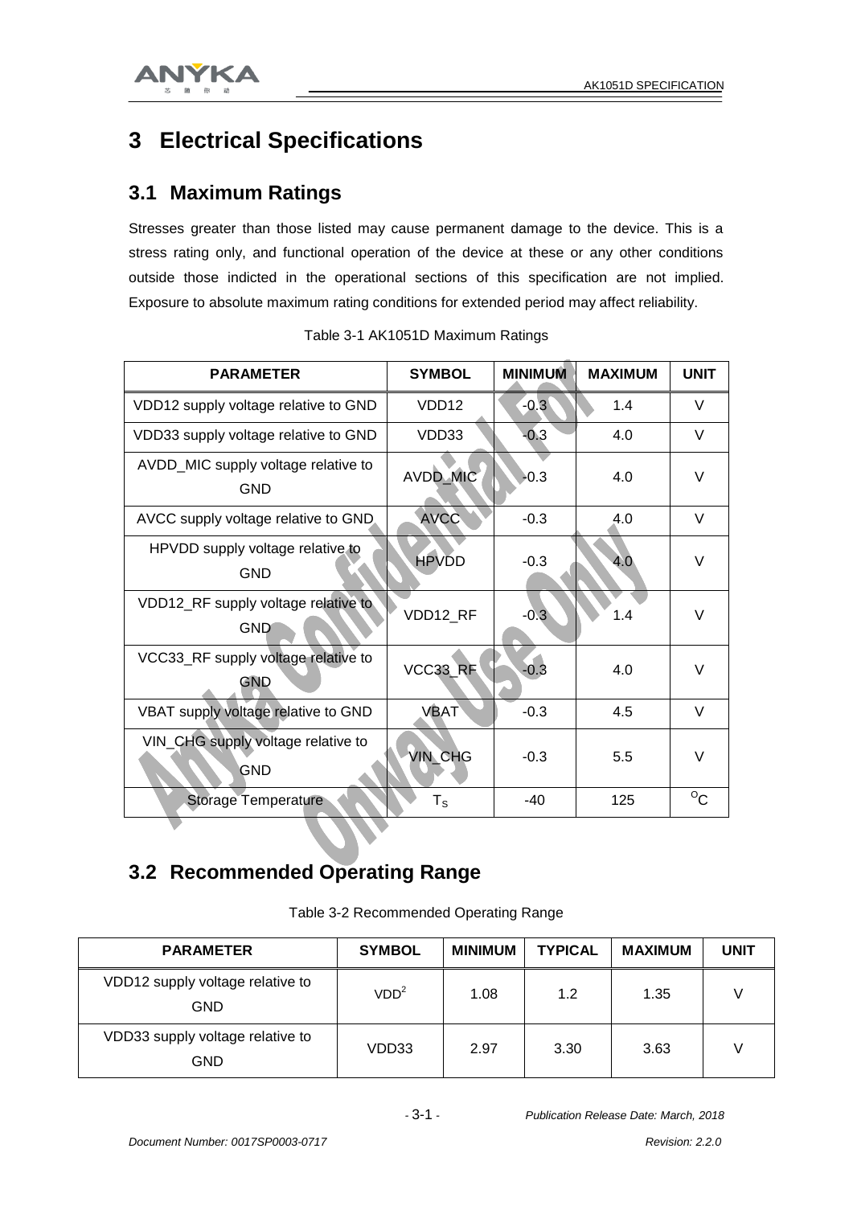# 3 Electrical Specifications

## 3.1 Maximum Ratings

Stresses greater than those listed may cause permanent damage to the device. This is a stress rating only, and functional operation of the device at these or any other conditions outside those indicted in the operational sections of this specification are not implied. Exposure to absolute maximum rating conditions for extended period may affect reliability.

Table 3-1 AK1051D Maximum Ratings

| PARAMETER | SYMBOL | MINIMUM | MAXIMUM | UNIT |
|---|---|---|---|---|
| VDD12 supply voltage relative to GND | VDD12 | -0.3 | 1.4 | V |
| VDD33 supply voltage relative to GND | VDD33 | -0.3 | 4.0 | V |
| AVDD_MIC supply voltage relative to GND | AVDD_MIC | -0.3 | 4.0 | V |
| AVCC supply voltage relative to GND | AVCC | -0.3 | 4.0 | V |
| HPVDD supply voltage relative to GND | HPVDD | -0.3 | 4.0 | V |
| VDD12_RF supply voltage relative to GND | VDD12_RF | -0.3 | 1.4 | V |
| VCC33_RF supply voltage relative to GND | VCC33_RF | -0.3 | 4.0 | V |
| VBAT supply voltage relative to GND | VBAT | -0.3 | 4.5 | V |
| VIN_CHG supply voltage relative to GND | VIN_CHG | -0.3 | 5.5 | V |
| Storage Temperature | $T_S$ | -40 | 125 | $^{o}C$ |

## 3.2 Recommended Operating Range

Table 3-2 Recommended Operating Range

| PARAMETER | SYMBOL | MINIMUM | TYPICAL | MAXIMUM | UNIT |
|---|---|---|---|---|---|
| VDD12 supply voltage relative to GND | $VDD^2$ | 1.08 | 1.2 | 1.35 | V |
| VDD33 supply voltage relative to GND | VDD33 | 2.97 | 3.30 | 3.63 | V |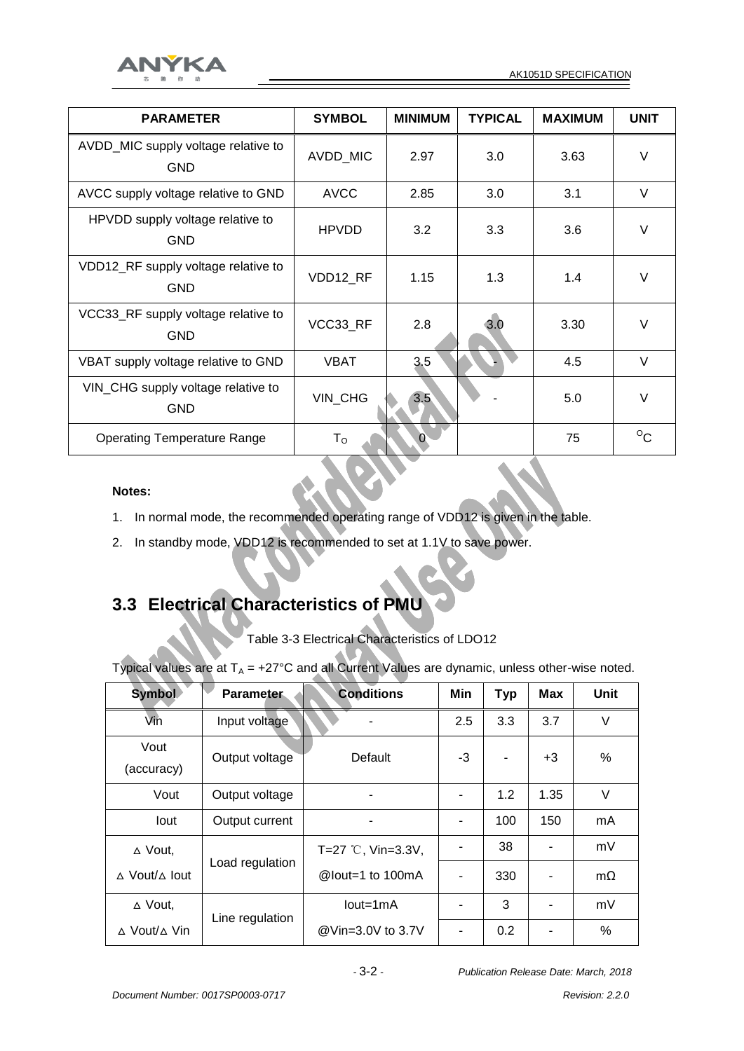| PARAMETER | SYMBOL | MINIMUM | TYPICAL | MAXIMUM | UNIT |
|---|---|---|---|---|---|
| AVDD_MIC supply voltage relative to GND | AVDD_MIC | 2.97 | 3.0 | 3.63 | V |
| AVCC supply voltage relative to GND | AVCC | 2.85 | 3.0 | 3.1 | V |
| HPVDD supply voltage relative to GND | HPVDD | 3.2 | 3.3 | 3.6 | V |
| VDD12_RF supply voltage relative to GND | VDD12_RF | 1.15 | 1.3 | 1.4 | V |
| VCC33_RF supply voltage relative to GND | VCC33_RF | 2.8 | 3.0 | 3.30 | V |
| VBAT supply voltage relative to GND | VBAT | 3.5 | - | 4.5 | V |
| VIN_CHG supply voltage relative to GND | VIN_CHG | 3.5 | - | 5.0 | V |
| Operating Temperature Range | $T_O$ | 0 | | 75 | $^{O}C$ |

**Notes:**

1. In normal mode, the recommended operating range of VDD12 is given in the table.
2. In standby mode, VDD12 is recommended to set at 1.1V to save power.

## 3.3 Electrical Characteristics of PMU

Table 3-3 Electrical Characteristics of LDO12

Typical values are at $T_A$ = +27°C and all Current Values are dynamic, unless other-wise noted.

| Symbol | Parameter | Conditions | Min | Typ | Max | Unit |
|---|---|---|---|---|---|---|
| Vin | Input voltage | - | 2.5 | 3.3 | 3.7 | V |
| Vout (accuracy) | Output voltage | Default | -3 | - | +3 | % |
| Vout | Output voltage | - | - | 1.2 | 1.35 | V |
| Iout | Output current | - | - | 100 | 150 | mA |
| △ Vout, | Load regulation | T=27 ℃, Vin=3.3V, | - | 38 | - | mV |
| △ Vout/△ Iout | | @Iout=1 to 100mA | - | 330 | - | mΩ |
| △ Vout, | Line regulation | Iout=1mA | - | 3 | - | mV |
| △ Vout/△ Vin | | @Vin=3.0V to 3.7V | - | 0.2 | - | % |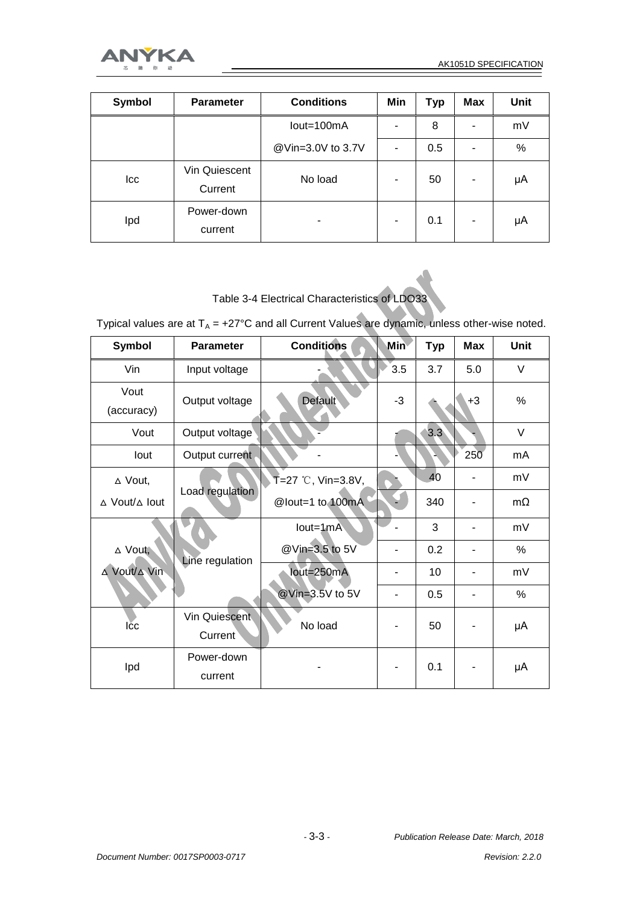| Symbol | Parameter | Conditions | Min | Typ | Max | Unit |
|---|---|---|---|---|---|---|
| | | Iout=100mA | - | 8 | - | mV |
| | | @Vin=3.0V to 3.7V | - | 0.5 | - | % |
| Icc | Vin Quiescent Current | No load | - | 50 | - | μA |
| Ipd | Power-down current | - | - | 0.1 | - | μA |

Table 3-4 Electrical Characteristics of LDO33

Typical values are at $T_A$ = +27°C and all Current Values are dynamic, unless other-wise noted.

| Symbol | Parameter | Conditions | Min | Typ | Max | Unit |
|---|---|---|---|---|---|---|
| Vin | Input voltage | - | 3.5 | 3.7 | 5.0 | V |
| Vout (accuracy) | Output voltage | Default | -3 | - | +3 | % |
| Vout | Output voltage | - | - | 3.3 | - | V |
| Iout | Output current | - | - | - | 250 | mA |
| ∆ Vout, | Load regulation | T=27 ℃, Vin=3.8V, | - | 40 | - | mV |
| ∆ Vout/∆ Iout | | @Iout=1 to 100mA | - | 340 | - | mΩ |
| ∆ Vout, | Line regulation | Iout=1mA | - | 3 | - | mV |
| ∆ Vout/∆ Vin | | @Vin=3.5 to 5V | - | 0.2 | - | % |
| | | Iout=250mA | - | 10 | - | mV |
| | | @Vin=3.5V to 5V | - | 0.5 | - | % |
| Icc | Vin Quiescent Current | No load | - | 50 | - | μA |
| Ipd | Power-down current | - | - | 0.1 | - | μA |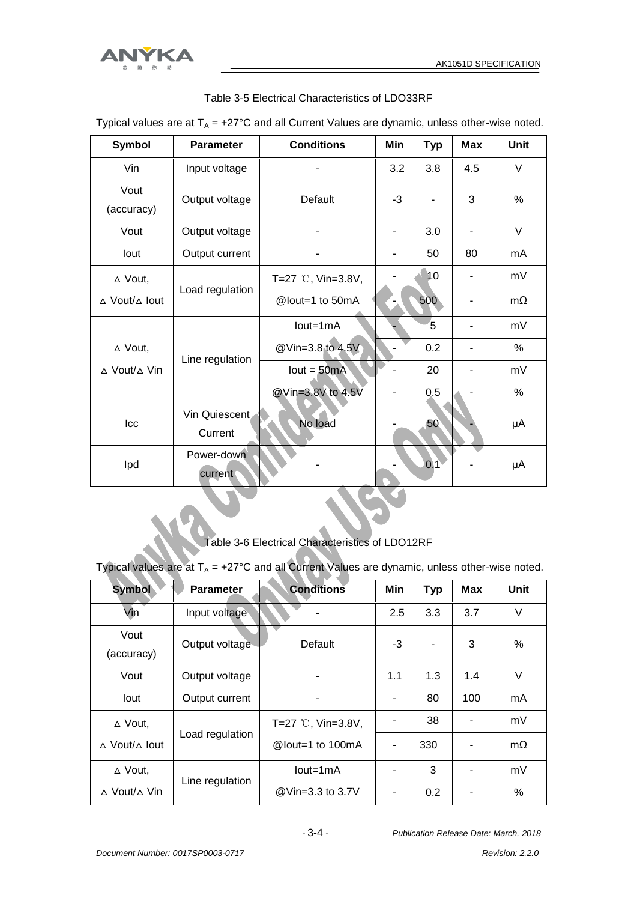Table 3-5 Electrical Characteristics of LDO33RF

Typical values are at $T_A$ = +27°C and all Current Values are dynamic, unless other-wise noted.

| Symbol | Parameter | Conditions | Min | Typ | Max | Unit |
|---|---|---|---|---|---|---|
| Vin | Input voltage | - | 3.2 | 3.8 | 4.5 | V |
| Vout (accuracy) | Output voltage | Default | -3 | - | 3 | % |
| Vout | Output voltage | - | - | 3.0 | - | V |
| Iout | Output current | - | - | 50 | 80 | mA |
| △ Vout, | Load regulation | T=27 ℃, Vin=3.8V, | - | 10 | - | mV |
| △ Vout/△ Iout | | @Iout=1 to 50mA | - | 500 | - | mΩ |
| △ Vout, | Line regulation | Iout=1mA | - | 5 | - | mV |
| △ Vout/△ Vin | | @Vin=3.8 to 4.5V | - | 0.2 | - | % |
| | | Iout = 50mA | - | 20 | - | mV |
| | | @Vin=3.8V to 4.5V | - | 0.5 | - | % |
| Icc | Vin Quiescent Current | No load | - | 50 | - | µA |
| Ipd | Power-down current | - | - | 0.1 | - | µA |

Table 3-6 Electrical Characteristics of LDO12RF

Typical values are at $T_A$ = +27°C and all Current Values are dynamic, unless other-wise noted.

| Symbol | Parameter | Conditions | Min | Typ | Max | Unit |
|---|---|---|---|---|---|---|
| Vin | Input voltage | - | 2.5 | 3.3 | 3.7 | V |
| Vout (accuracy) | Output voltage | Default | -3 | - | 3 | % |
| Vout | Output voltage | - | 1.1 | 1.3 | 1.4 | V |
| Iout | Output current | - | - | 80 | 100 | mA |
| △ Vout, | Load regulation | T=27 ℃, Vin=3.8V, | - | 38 | - | mV |
| △ Vout/△ Iout | | @Iout=1 to 100mA | - | 330 | - | mΩ |
| △ Vout, | Line regulation | Iout=1mA | - | 3 | - | mV |
| △ Vout/△ Vin | | @Vin=3.3 to 3.7V | - | 0.2 | - | % |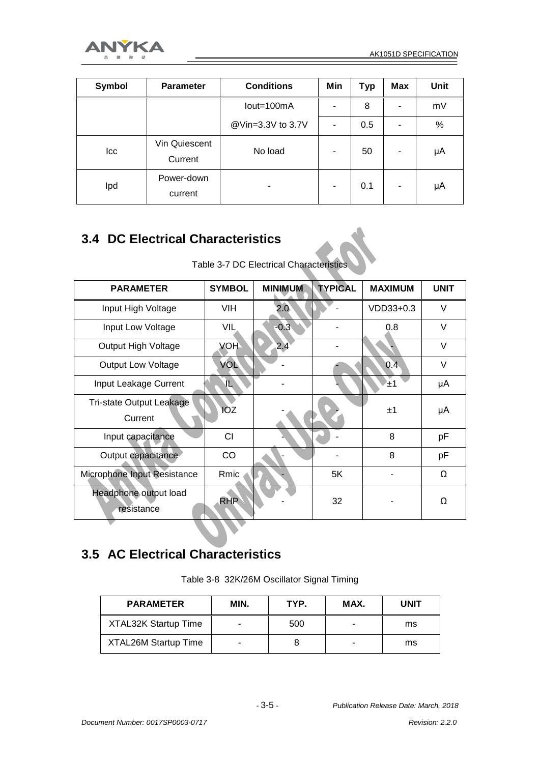| Symbol | Parameter | Conditions | Min | Typ | Max | Unit |
|---|---|---|---|---|---|---|
| | | Iout=100mA | - | 8 | - | mV |
| | | @Vin=3.3V to 3.7V | - | 0.5 | - | % |
| Icc | Vin Quiescent Current | No load | - | 50 | - | µA |
| Ipd | Power-down current | - | - | 0.1 | - | µA |

## 3.4 DC Electrical Characteristics

Table 3-7 DC Electrical Characteristics

| PARAMETER | SYMBOL | MINIMUM | TYPICAL | MAXIMUM | UNIT |
|---|---|---|---|---|---|
| Input High Voltage | VIH | 2.0 | - | VDD33+0.3 | V |
| Input Low Voltage | VIL | -0.3 | - | 0.8 | V |
| Output High Voltage | VOH | 2.4 | - | - | V |
| Output Low Voltage | VOL | - | - | 0.4 | V |
| Input Leakage Current | IL | - | - | ±1 | µA |
| Tri-state Output Leakage Current | IOZ | - | - | ±1 | µA |
| Input capacitance | CI | - | - | 8 | pF |
| Output capacitance | CO | - | - | 8 | pF |
| Microphone Input Resistance | Rmic | - | 5K | - | Ω |
| Headphone output load resistance | RHP | - | 32 | - | Ω |

## 3.5 AC Electrical Characteristics

Table 3-8 32K/26M Oscillator Signal Timing

| PARAMETER | MIN. | TYP. | MAX. | UNIT |
|---|---|---|---|---|
| XTAL32K Startup Time | - | 500 | - | ms |
| XTAL26M Startup Time | - | 8 | - | ms |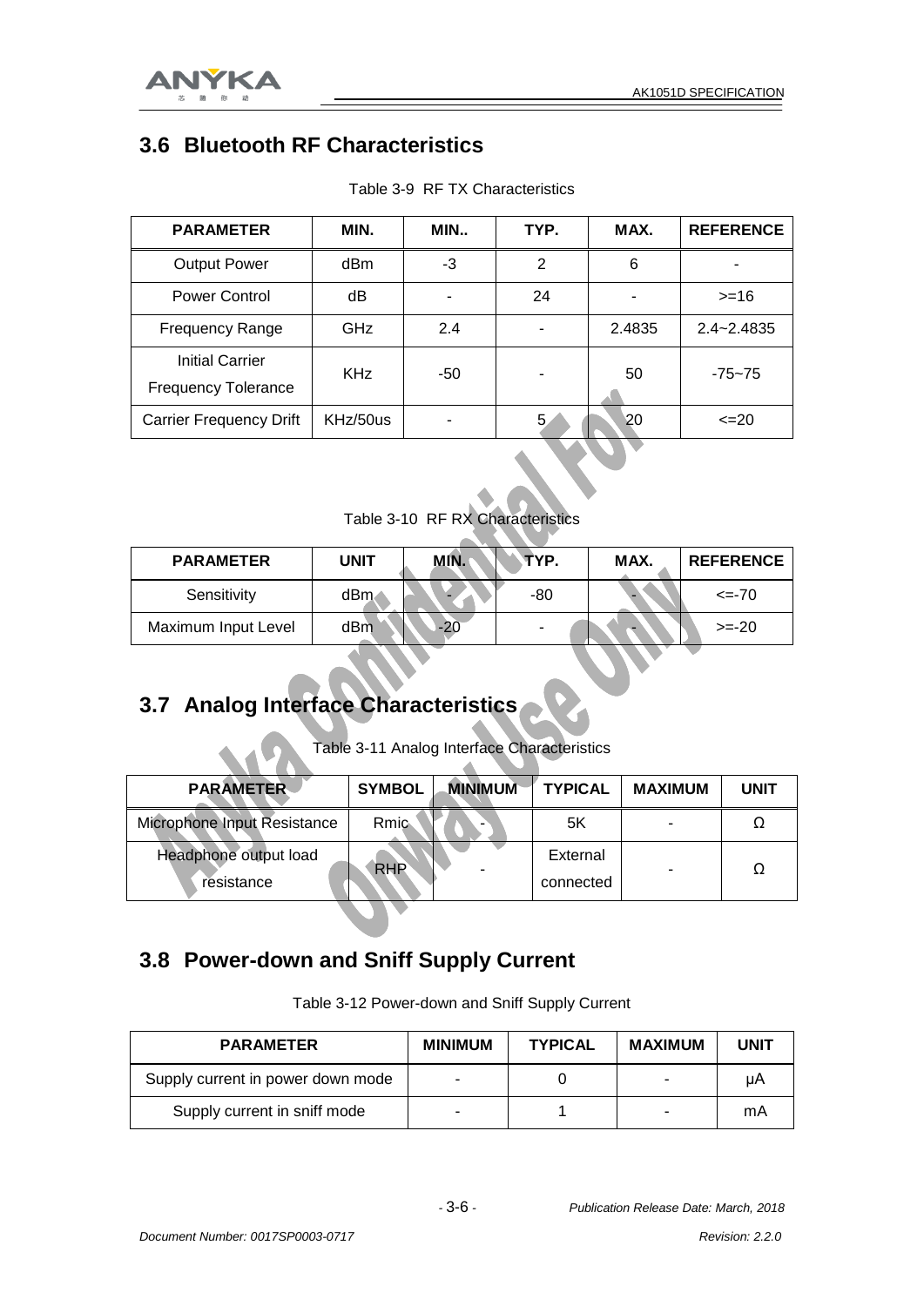## 3.6 Bluetooth RF Characteristics

Table 3-9 RF TX Characteristics

| PARAMETER | MIN. | MIN.. | TYP. | MAX. | REFERENCE |
|---|---|---|---|---|---|
| Output Power | dBm | -3 | 2 | 6 | - |
| Power Control | dB | - | 24 | - | >=16 |
| Frequency Range | GHz | 2.4 | - | 2.4835 | 2.4~2.4835 |
| Initial Carrier Frequency Tolerance | KHz | -50 | - | 50 | -75~75 |
| Carrier Frequency Drift | KHz/50us | - | 5 | 20 | <=20 |

Table 3-10 RF RX Characteristics

| PARAMETER | UNIT | MIN. | TYP. | MAX. | REFERENCE |
|---|---|---|---|---|---|
| Sensitivity | dBm | - | -80 | - | <=-70 |
| Maximum Input Level | dBm | -20 | - | - | >=-20 |

## 3.7 Analog Interface Characteristics

Table 3-11 Analog Interface Characteristics

| PARAMETER | SYMBOL | MINIMUM | TYPICAL | MAXIMUM | UNIT |
|---|---|---|---|---|---|
| Microphone Input Resistance | Rmic | - | 5K | - | Ω |
| Headphone output load resistance | RHP | - | External connected | - | Ω |

## 3.8 Power-down and Sniff Supply Current

Table 3-12 Power-down and Sniff Supply Current

| PARAMETER | MINIMUM | TYPICAL | MAXIMUM | UNIT |
|---|---|---|---|---|
| Supply current in power down mode | - | 0 | - | μA |
| Supply current in sniff mode | - | 1 | - | mA |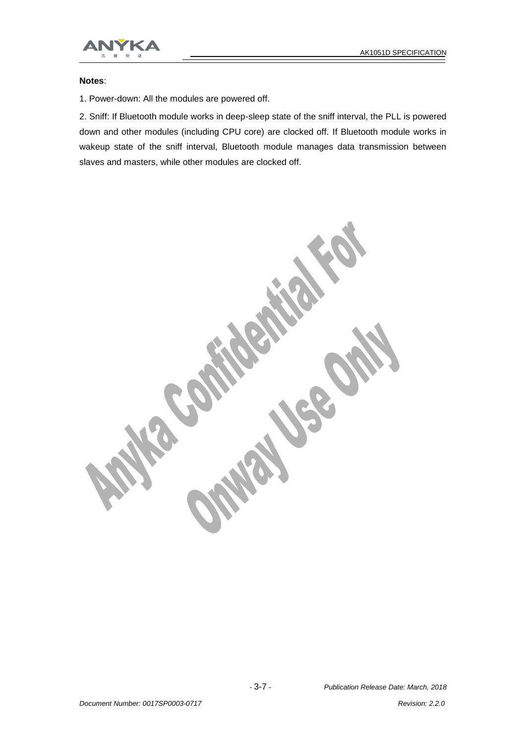**Notes**:

1. Power-down: All the modules are powered off.

2. Sniff: If Bluetooth module works in deep-sleep state of the sniff interval, the PLL is powered down and other modules (including CPU core) are clocked off. If Bluetooth module works in wakeup state of the sniff interval, Bluetooth module manages data transmission between slaves and masters, while other modules are clocked off.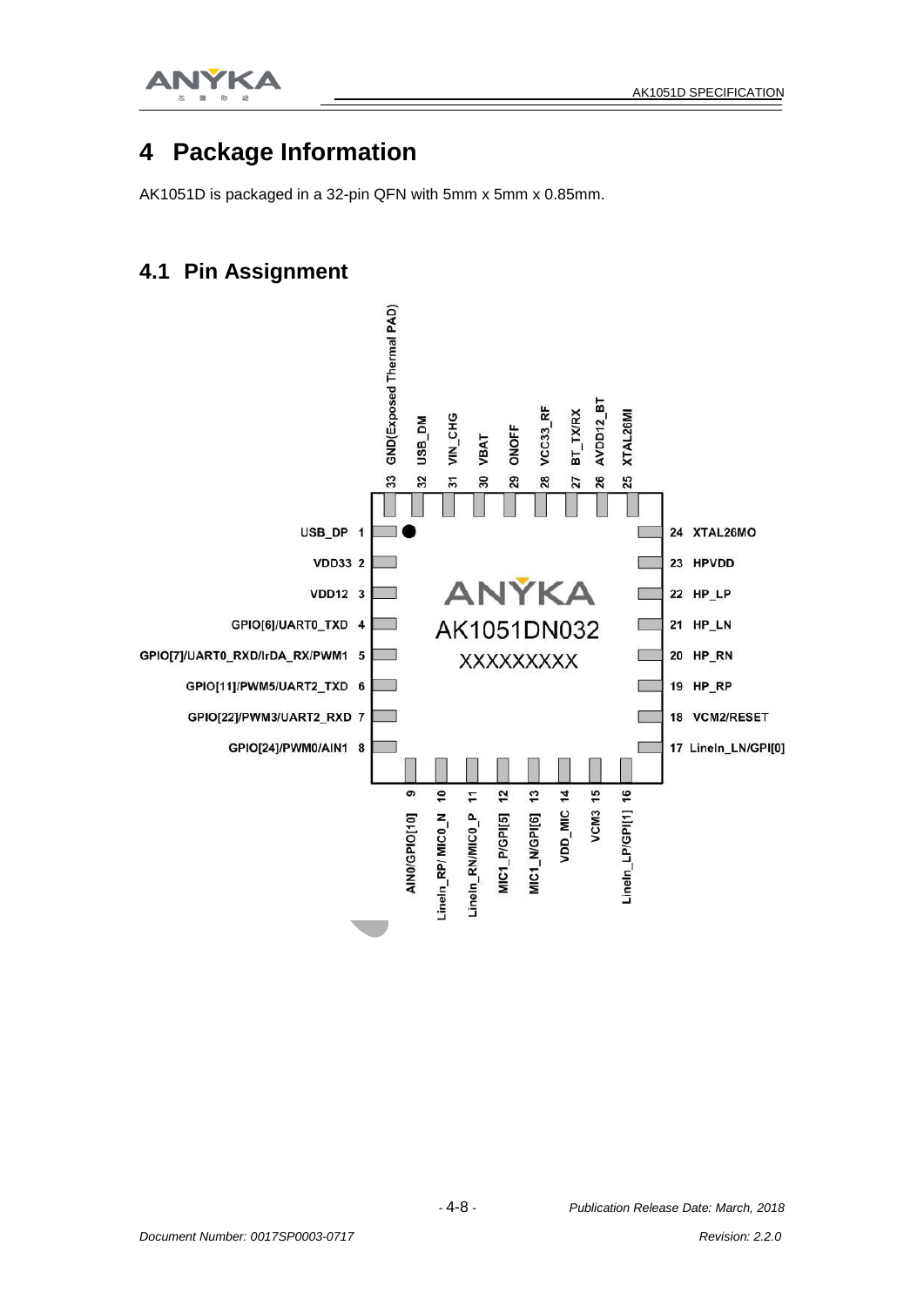# 4 Package Information

AK1051D is packaged in a 32-pin QFN with 5mm x 5mm x 0.85mm.

## 4.1 Pin Assignment

| Pin | Name |
| --- | --- |
| 1 | USB_DP |
| 2 | VDD33 |
| 3 | VDD12 |
| 4 | GPIO[6]/UART0_TXD |
| 5 | GPIO[7]/UART0_RXD/IrDA_RX/PWM1 |
| 6 | GPIO[11]/PWM5/UART2_TXD |
| 7 | GPIO[22]/PWM3/UART2_RXD |
| 8 | GPIO[24]/PWM0/AIN1 |
| 9 | AIN0/GPIO[10] |
| 10 | LineIn_RP/ MIC0_N |
| 11 | LineIn_RN/MIC0_P |
| 12 | MIC1_P/GPI[5] |
| 13 | MIC1_N/GPI[6] |
| 14 | VDD_MIC |
| 15 | VCM3 |
| 16 | LineIn_LP/GPI[1] |
| 17 | LineIn_LN/GPI[0] |
| 18 | VCM2/RESET |
| 19 | HP_RP |
| 20 | HP_RN |
| 21 | HP_LN |
| 22 | HP_LP |
| 23 | HPVDD |
| 24 | XTAL26MO |
| 25 | XTAL26MI |
| 26 | AVDD12_BT |
| 27 | BT_TX/RX |
| 28 | VCC33_RF |
| 29 | ONOFF |
| 30 | VBAT |
| 31 | VIN_CHG |
| 32 | USB_DM |
| 33 | GND(Exposed Thermal PAD) |

Chip marking: ANYKA AK1051DN032 XXXXXXXXX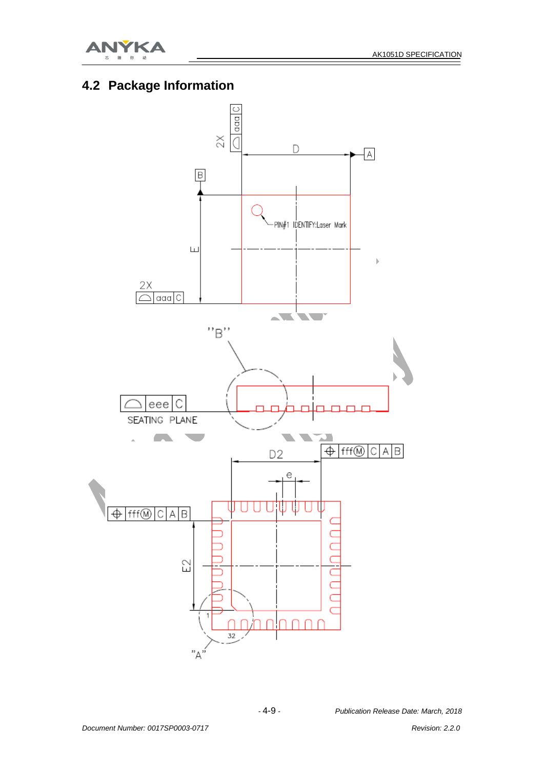## 4.2 Package Information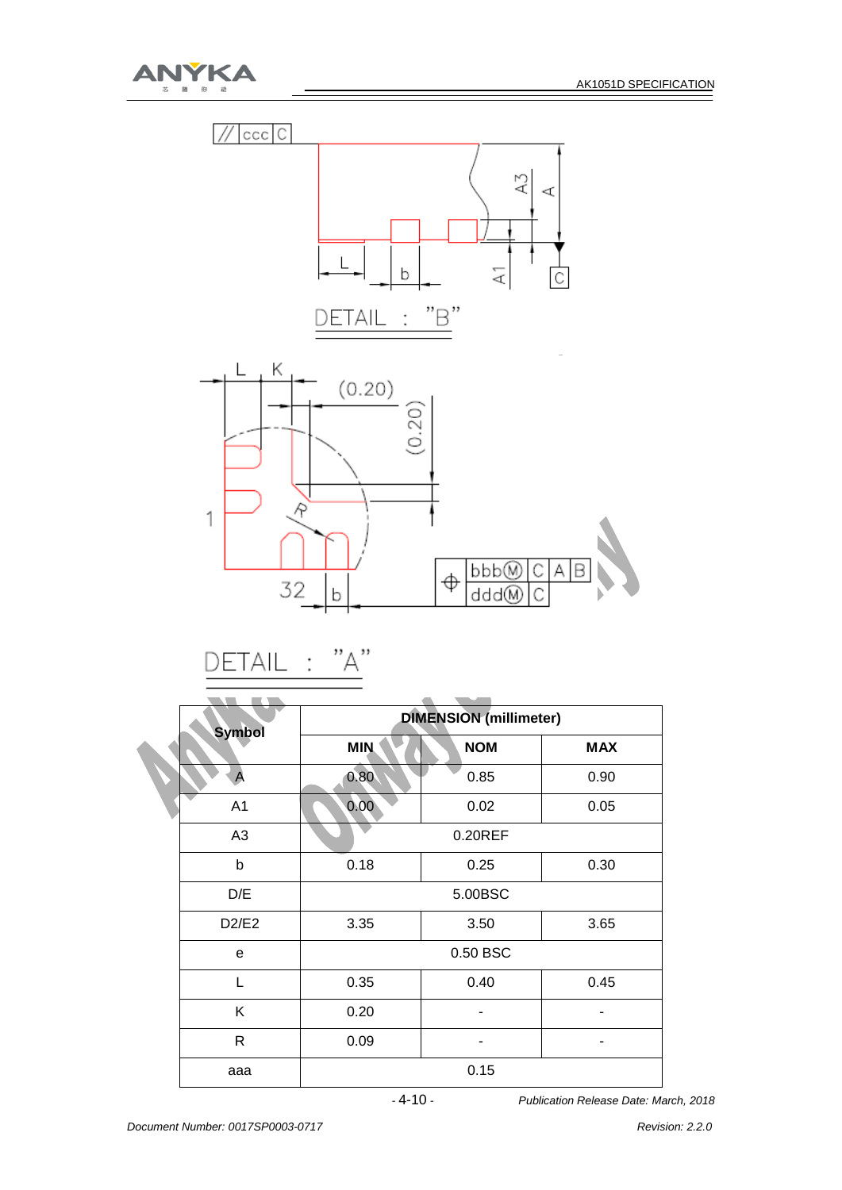DETAIL : "B"

DETAIL : "A"

| Symbol | DIMENSION (millimeter) | | |
|---|---|---|---|
| | MIN | NOM | MAX |
| A | 0.80 | 0.85 | 0.90 |
| A1 | 0.00 | 0.02 | 0.05 |
| A3 | 0.20REF | | |
| b | 0.18 | 0.25 | 0.30 |
| D/E | 5.00BSC | | |
| D2/E2 | 3.35 | 3.50 | 3.65 |
| e | 0.50 BSC | | |
| L | 0.35 | 0.40 | 0.45 |
| K | 0.20 | - | - |
| R | 0.09 | - | - |
| aaa | 0.15 | | |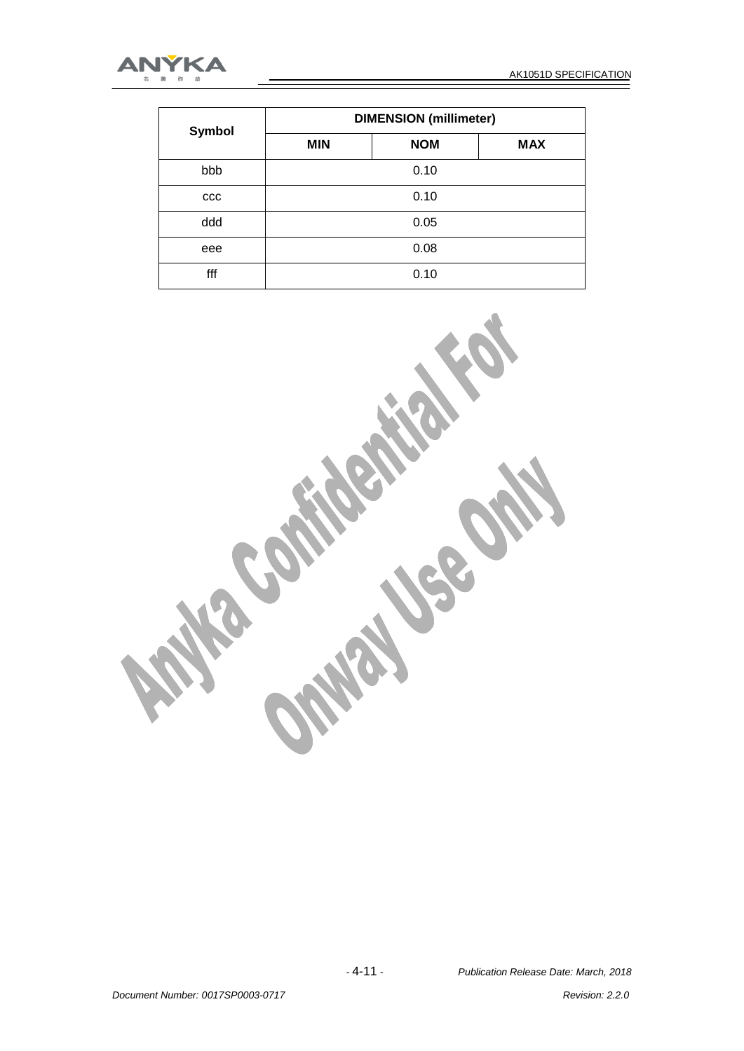| Symbol | DIMENSION (millimeter) | | |
|---|---|---|---|
| | MIN | NOM | MAX |
| bbb | | 0.10 | |
| ccc | | 0.10 | |
| ddd | | 0.05 | |
| eee | | 0.08 | |
| fff | | 0.10 | |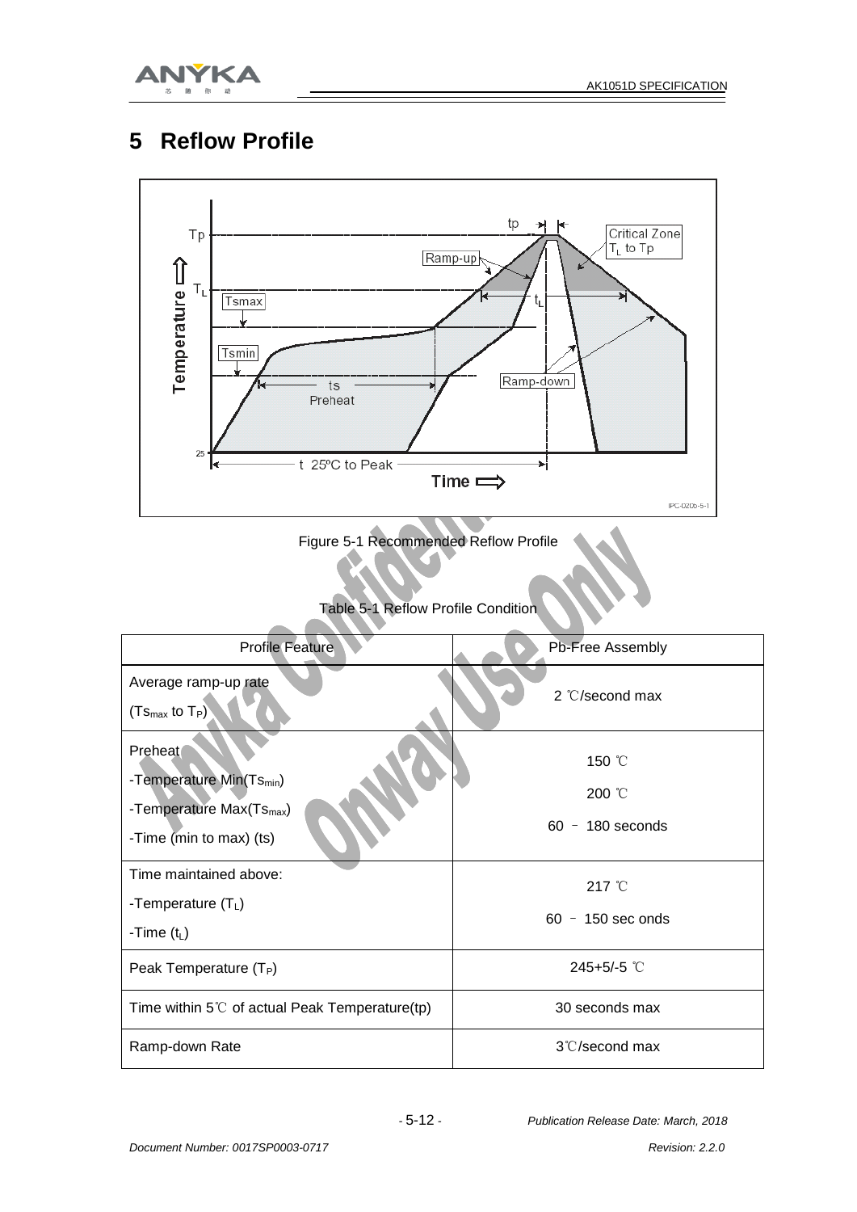# 5 Reflow Profile

Figure 5-1 Recommended Reflow Profile

Table 5-1 Reflow Profile Condition

| Profile Feature | Pb-Free Assembly |
|---|---|
| Average ramp-up rate ($Ts_{max}$ to $T_P$) | 2 ℃/second max |
| Preheat<br>-Temperature Min($Ts_{min}$)<br>-Temperature Max($Ts_{max}$)<br>-Time (min to max) (ts) | 150 ℃<br>200 ℃<br>60 – 180 seconds |
| Time maintained above:<br>-Temperature ($T_L$)<br>-Time ($t_L$) | 217 ℃<br>60 – 150 sec onds |
| Peak Temperature ($T_P$) | 245+5/-5 ℃ |
| Time within 5℃ of actual Peak Temperature(tp) | 30 seconds max |
| Ramp-down Rate | 3℃/second max |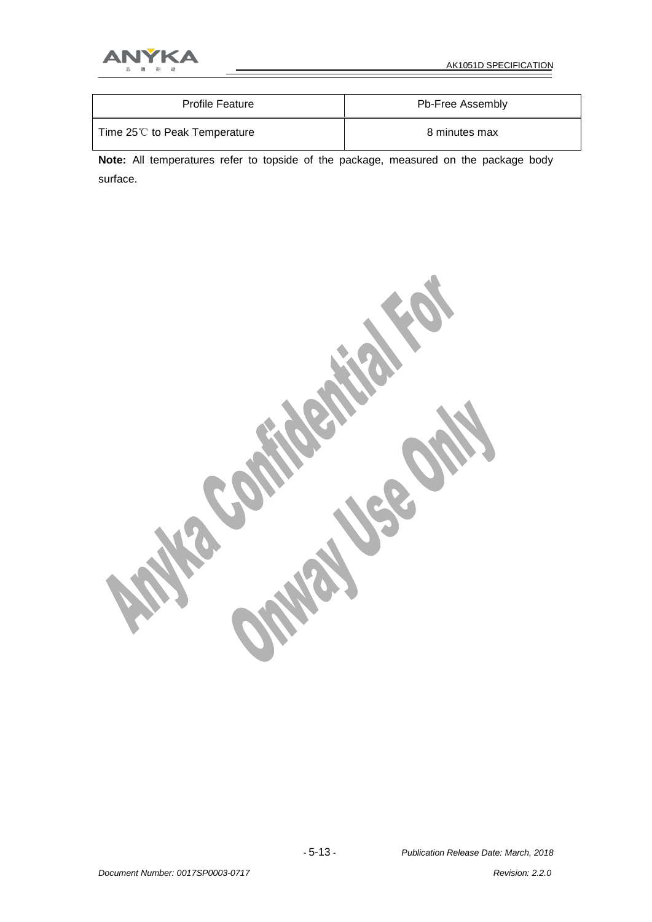| Profile Feature | Pb-Free Assembly |
| --- | --- |
| Time 25℃ to Peak Temperature | 8 minutes max |

**Note:** All temperatures refer to topside of the package, measured on the package body surface.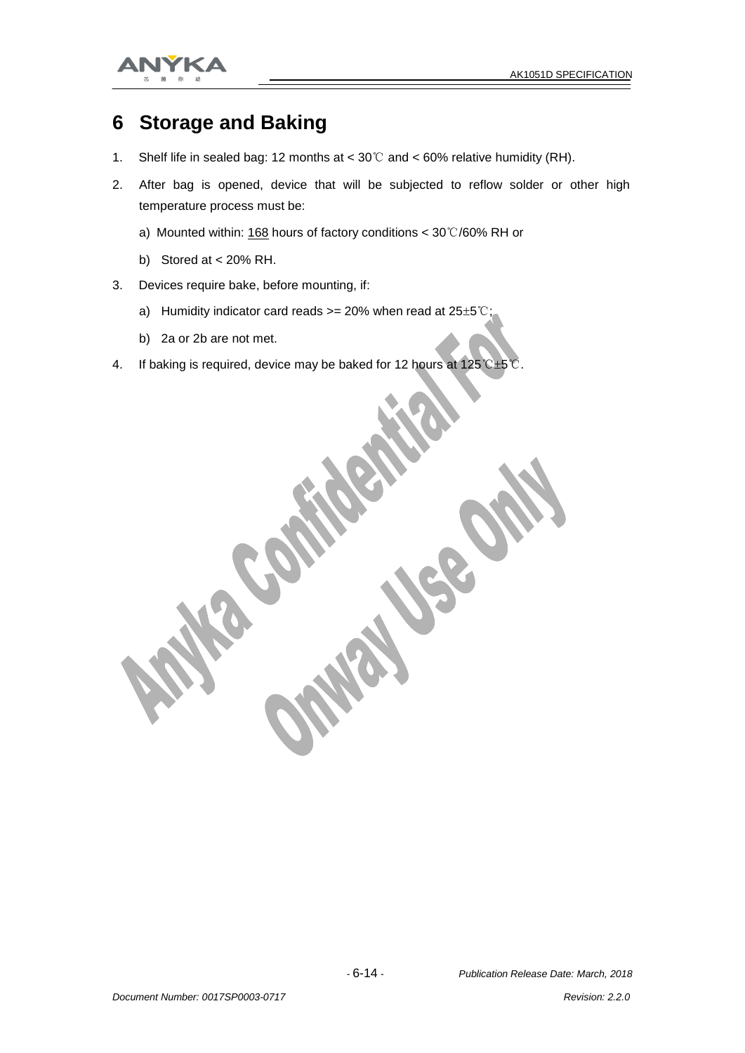# 6 Storage and Baking

1. Shelf life in sealed bag: 12 months at < 30℃ and < 60% relative humidity (RH).
2. After bag is opened, device that will be subjected to reflow solder or other high temperature process must be:
   a) Mounted within: 168 hours of factory conditions < 30℃/60% RH or
   b) Stored at < 20% RH.
3. Devices require bake, before mounting, if:
   a) Humidity indicator card reads >= 20% when read at 25±5℃;
   b) 2a or 2b are not met.
4. If baking is required, device may be baked for 12 hours at 125℃±5℃.